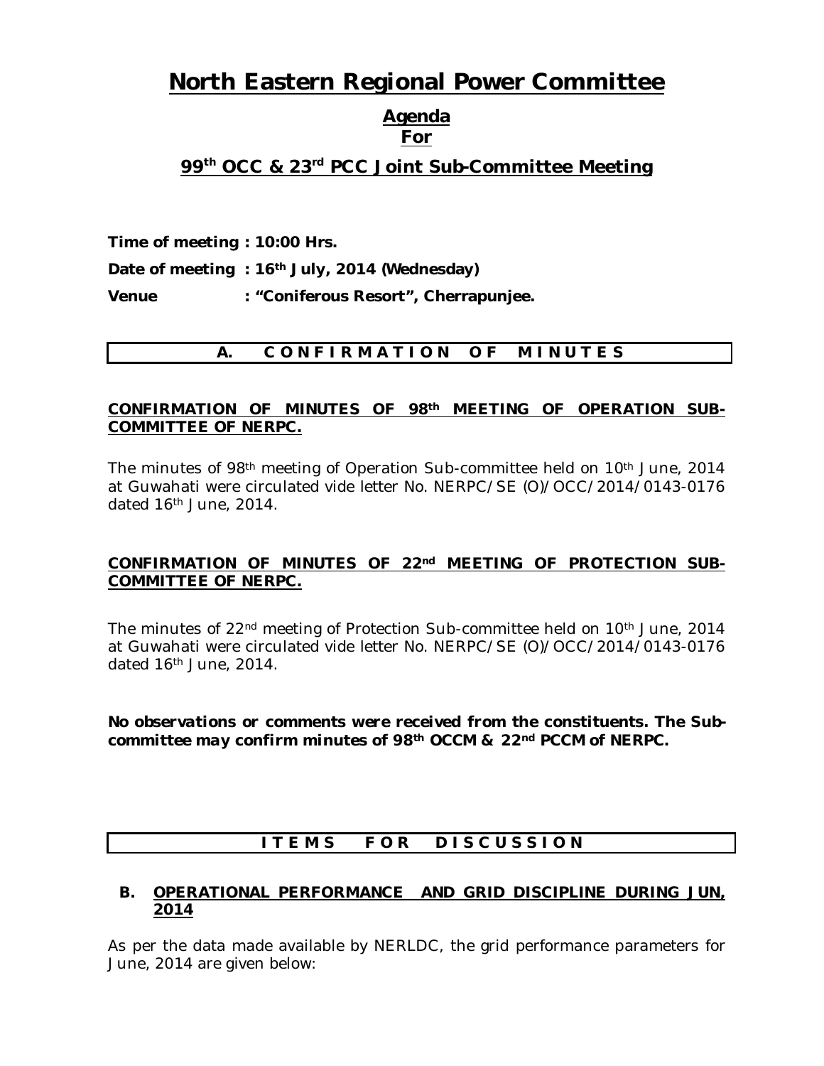# North Eastern Regional Power Committee

## Agenda
## For

## 99th OCC & 23rd PCC Joint Sub-Committee Meeting

**Time of meeting : 10:00 Hrs.**

**Date of meeting : 16th July, 2014 (Wednesday)**

**Venue : "Coniferous Resort", Cherrapunjee.**

## A. C O N F I R M A T I O N O F M I N U T E S

**CONFIRMATION OF MINUTES OF 98th MEETING OF OPERATION SUB-COMMITTEE OF NERPC.**

The minutes of 98th meeting of Operation Sub-committee held on 10th June, 2014 at Guwahati were circulated vide letter No. NERPC/SE (O)/OCC/2014/0143-0176 dated 16th June, 2014.

**CONFIRMATION OF MINUTES OF 22nd MEETING OF PROTECTION SUB-COMMITTEE OF NERPC.**

The minutes of 22nd meeting of Protection Sub-committee held on 10th June, 2014 at Guwahati were circulated vide letter No. NERPC/SE (O)/OCC/2014/0143-0176 dated 16th June, 2014.

***No observations or comments were received from the constituents. The Sub-committee may confirm minutes of 98th OCCM & 22nd PCCM of NERPC.***

## I T E M S F O R D I S C U S S I O N

### B. OPERATIONAL PERFORMANCE AND GRID DISCIPLINE DURING JUN, 2014

As per the data made available by NERLDC, the grid performance parameters for June, 2014 are given below: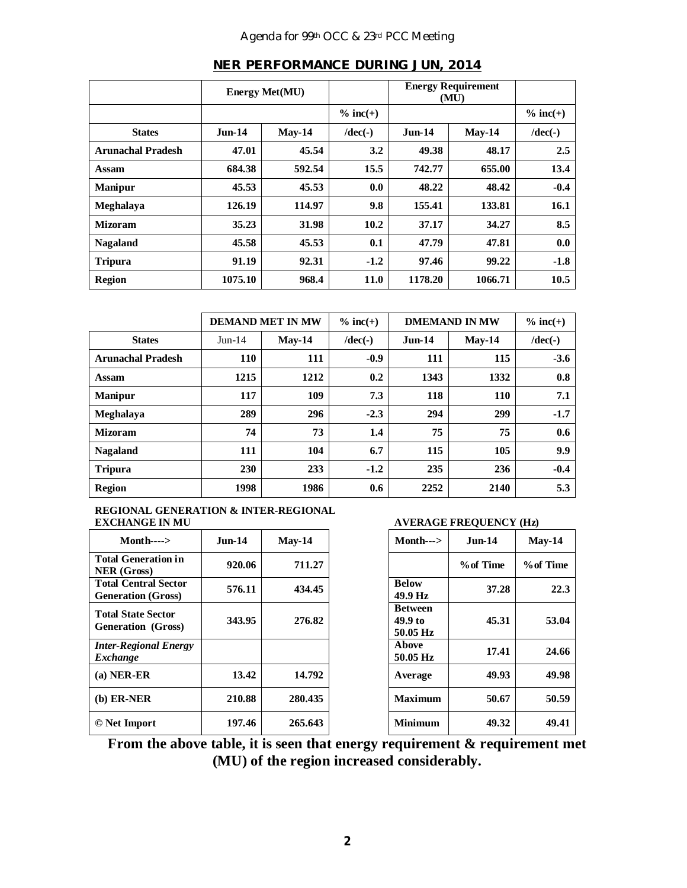## NER PERFORMANCE DURING JUN, 2014

| | Energy Met(MU) | | | Energy Requirement (MU) | | |
|---|---|---|---|---|---|---|
| | | | % inc(+) | | | % inc(+) |
| **States** | **Jun-14** | **May-14** | **/dec(-)** | **Jun-14** | **May-14** | **/dec(-)** |
| **Arunachal Pradesh** | **47.01** | **45.54** | **3.2** | **49.38** | **48.17** | **2.5** |
| **Assam** | **684.38** | **592.54** | **15.5** | **742.77** | **655.00** | **13.4** |
| **Manipur** | **45.53** | **45.53** | **0.0** | **48.22** | **48.42** | **-0.4** |
| **Meghalaya** | **126.19** | **114.97** | **9.8** | **155.41** | **133.81** | **16.1** |
| **Mizoram** | **35.23** | **31.98** | **10.2** | **37.17** | **34.27** | **8.5** |
| **Nagaland** | **45.58** | **45.53** | **0.1** | **47.79** | **47.81** | **0.0** |
| **Tripura** | **91.19** | **92.31** | **-1.2** | **97.46** | **99.22** | **-1.8** |
| **Region** | **1075.10** | **968.4** | **11.0** | **1178.20** | **1066.71** | **10.5** |

| | DEMAND MET IN MW | | % inc(+) | DMEMAND IN MW | | % inc(+) |
|---|---|---|---|---|---|---|
| **States** | Jun-14 | **May-14** | **/dec(-)** | **Jun-14** | **May-14** | **/dec(-)** |
| **Arunachal Pradesh** | **110** | **111** | **-0.9** | **111** | **115** | **-3.6** |
| **Assam** | **1215** | **1212** | **0.2** | **1343** | **1332** | **0.8** |
| **Manipur** | **117** | **109** | **7.3** | **118** | **110** | **7.1** |
| **Meghalaya** | **289** | **296** | **-2.3** | **294** | **299** | **-1.7** |
| **Mizoram** | **74** | **73** | **1.4** | **75** | **75** | **0.6** |
| **Nagaland** | **111** | **104** | **6.7** | **115** | **105** | **9.9** |
| **Tripura** | **230** | **233** | **-1.2** | **235** | **236** | **-0.4** |
| **Region** | **1998** | **1986** | **0.6** | **2252** | **2140** | **5.3** |

**REGIONAL GENERATION & INTER-REGIONAL EXCHANGE IN MU**

| Month----> | Jun-14 | May-14 |
|---|---|---|
| **Total Generation in NER (Gross)** | **920.06** | **711.27** |
| **Total Central Sector Generation (Gross)** | **576.11** | **434.45** |
| **Total State Sector Generation (Gross)** | **343.95** | **276.82** |
| ***Inter-Regional Energy Exchange*** | | |
| **(a) NER-ER** | **13.42** | **14.792** |
| **(b) ER-NER** | **210.88** | **280.435** |
| **© Net Import** | **197.46** | **265.643** |

**AVERAGE FREQUENCY (Hz)**

| Month---> | Jun-14 | May-14 |
|---|---|---|
| | **% of Time** | **% of Time** |
| **Below 49.9 Hz** | **37.28** | **22.3** |
| **Between 49.9 to 50.05 Hz** | **45.31** | **53.04** |
| **Above 50.05 Hz** | **17.41** | **24.66** |
| **Average** | **49.93** | **49.98** |
| **Maximum** | **50.67** | **50.59** |
| **Minimum** | **49.32** | **49.41** |

**From the above table, it is seen that energy requirement & requirement met (MU) of the region increased considerably.**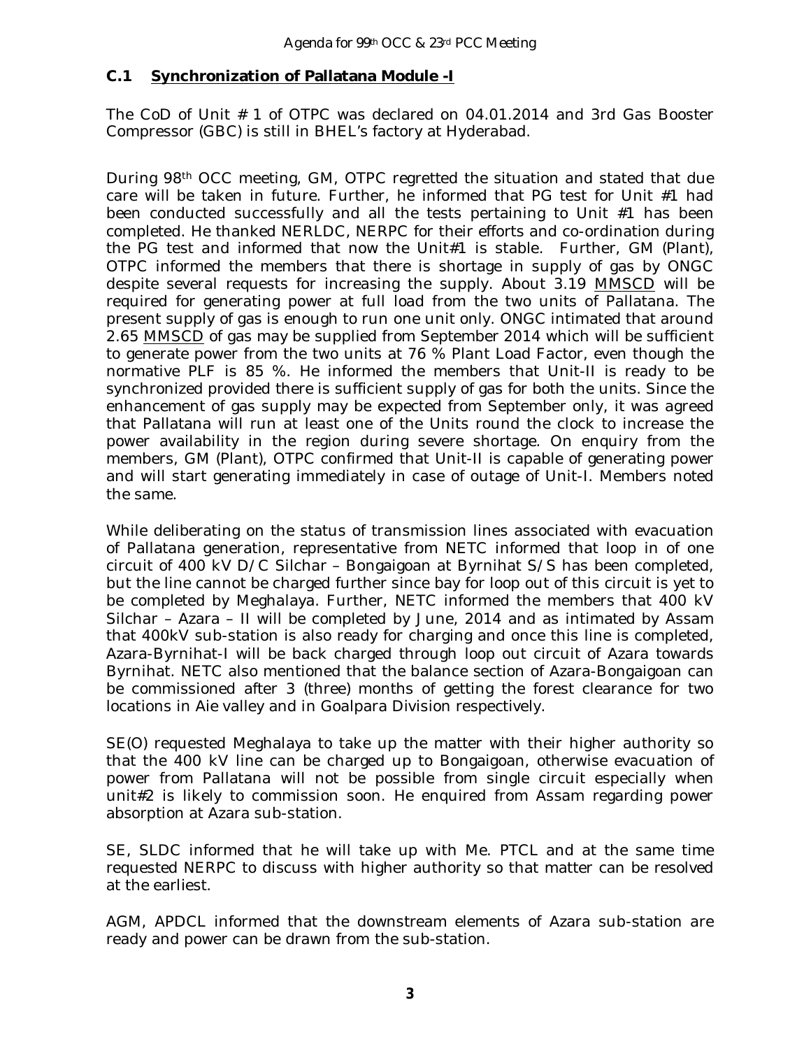## C.1 Synchronization of Pallatana Module -I

The CoD of Unit # 1 of OTPC was declared on 04.01.2014 and 3rd Gas Booster Compressor (GBC) is still in BHEL's factory at Hyderabad.

During 98th OCC meeting, GM, OTPC regretted the situation and stated that due care will be taken in future. Further, he informed that PG test for Unit #1 had been conducted successfully and all the tests pertaining to Unit #1 has been completed. He thanked NERLDC, NERPC for their efforts and co-ordination during the PG test and informed that now the Unit#1 is stable. Further, GM (Plant), OTPC informed the members that there is shortage in supply of gas by ONGC despite several requests for increasing the supply. About 3.19 MMSCD will be required for generating power at full load from the two units of Pallatana. The present supply of gas is enough to run one unit only. ONGC intimated that around 2.65 MMSCD of gas may be supplied from September 2014 which will be sufficient to generate power from the two units at 76 % Plant Load Factor, even though the normative PLF is 85 %. He informed the members that Unit-II is ready to be synchronized provided there is sufficient supply of gas for both the units. Since the enhancement of gas supply may be expected from September only, it was agreed that Pallatana will run at least one of the Units round the clock to increase the power availability in the region during severe shortage. On enquiry from the members, GM (Plant), OTPC confirmed that Unit-II is capable of generating power and will start generating immediately in case of outage of Unit-I. Members noted the same.

While deliberating on the status of transmission lines associated with evacuation of Pallatana generation, representative from NETC informed that loop in of one circuit of 400 kV D/C Silchar – Bongaigoan at Byrnihat S/S has been completed, but the line cannot be charged further since bay for loop out of this circuit is yet to be completed by Meghalaya. Further, NETC informed the members that 400 kV Silchar – Azara – II will be completed by June, 2014 and as intimated by Assam that 400kV sub-station is also ready for charging and once this line is completed, Azara-Byrnihat-I will be back charged through loop out circuit of Azara towards Byrnihat. NETC also mentioned that the balance section of Azara-Bongaigoan can be commissioned after 3 (three) months of getting the forest clearance for two locations in Aie valley and in Goalpara Division respectively.

SE(O) requested Meghalaya to take up the matter with their higher authority so that the 400 kV line can be charged up to Bongaigoan, otherwise evacuation of power from Pallatana will not be possible from single circuit especially when unit#2 is likely to commission soon. He enquired from Assam regarding power absorption at Azara sub-station.

SE, SLDC informed that he will take up with Me. PTCL and at the same time requested NERPC to discuss with higher authority so that matter can be resolved at the earliest.

AGM, APDCL informed that the downstream elements of Azara sub-station are ready and power can be drawn from the sub-station.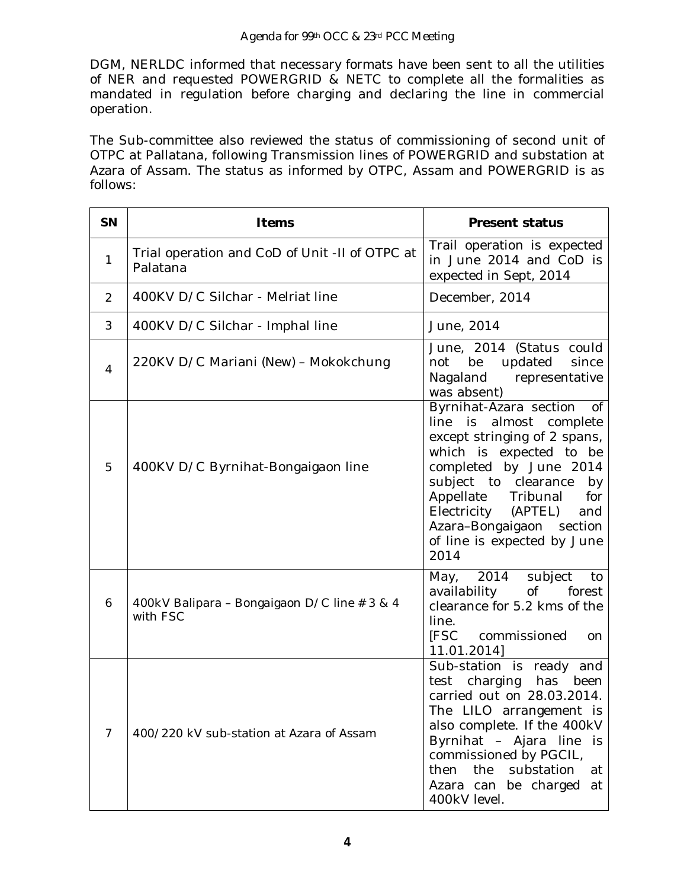DGM, NERLDC informed that necessary formats have been sent to all the utilities of NER and requested POWERGRID & NETC to complete all the formalities as mandated in regulation before charging and declaring the line in commercial operation.

The Sub-committee also reviewed the status of commissioning of second unit of OTPC at Pallatana, following Transmission lines of POWERGRID and substation at Azara of Assam. The status as informed by OTPC, Assam and POWERGRID is as follows:

| SN | Items | Present status |
|---|---|---|
| 1 | Trial operation and CoD of Unit -II of OTPC at Palatana | Trail operation is expected in June 2014 and CoD is expected in Sept, 2014 |
| 2 | 400KV D/C Silchar - Melriat line | December, 2014 |
| 3 | 400KV D/C Silchar - Imphal line | June, 2014 |
| 4 | 220KV D/C Mariani (New) – Mokokchung | June, 2014 (Status could not be updated since Nagaland representative was absent) |
| 5 | 400KV D/C Byrnihat-Bongaigaon line | Byrnihat-Azara section of line is almost complete except stringing of 2 spans, which is expected to be completed by June 2014 subject to clearance by Appellate Tribunal for Electricity (APTEL) and Azara–Bongaigaon section of line is expected by June 2014 |
| 6 | 400kV Balipara – Bongaigaon D/C line # 3 & 4 with FSC | May, 2014 subject to availability of forest clearance for 5.2 kms of the line. [FSC commissioned on 11.01.2014] |
| 7 | 400/220 kV sub-station at Azara of Assam | Sub-station is ready and test charging has been carried out on 28.03.2014. The LILO arrangement is also complete. If the 400kV Byrnihat – Ajara line is commissioned by PGCIL, then the substation at Azara can be charged at 400kV level. |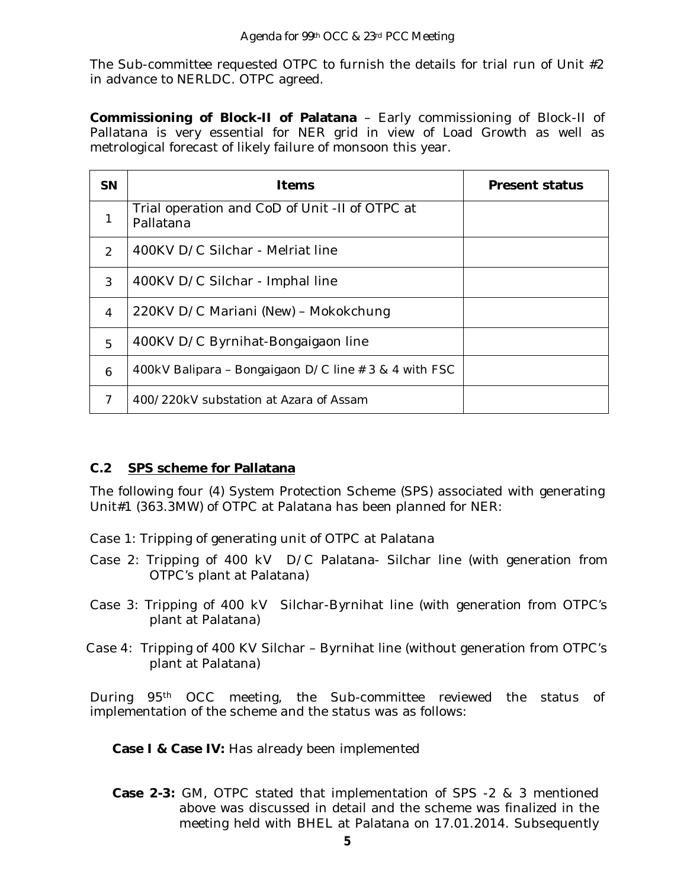The Sub-committee requested OTPC to furnish the details for trial run of Unit #2 in advance to NERLDC. OTPC agreed.

**Commissioning of Block-II of Palatana** – Early commissioning of Block-II of Pallatana is very essential for NER grid in view of Load Growth as well as metrological forecast of likely failure of monsoon this year.

| SN | Items | Present status |
|---|---|---|
| 1 | Trial operation and CoD of Unit -II of OTPC at Pallatana | |
| 2 | 400KV D/C Silchar - Melriat line | |
| 3 | 400KV D/C Silchar - Imphal line | |
| 4 | 220KV D/C Mariani (New) – Mokokchung | |
| 5 | 400KV D/C Byrnihat-Bongaigaon line | |
| 6 | 400kV Balipara – Bongaigaon D/C line # 3 & 4 with FSC | |
| 7 | 400/220kV substation at Azara of Assam | |

### C.2 SPS scheme for Pallatana

The following four (4) System Protection Scheme (SPS) associated with generating Unit#1 (363.3MW) of OTPC at Palatana has been planned for NER:

Case 1: Tripping of generating unit of OTPC at Palatana

Case 2: Tripping of 400 kV D/C Palatana- Silchar line (with generation from OTPC's plant at Palatana)

Case 3: Tripping of 400 kV Silchar-Byrnihat line (with generation from OTPC's plant at Palatana)

Case 4: Tripping of 400 KV Silchar – Byrnihat line (without generation from OTPC's plant at Palatana)

During 95th OCC meeting, the Sub-committee reviewed the status of implementation of the scheme and the status was as follows:

**Case I & Case IV:** Has already been implemented

**Case 2-3:** GM, OTPC stated that implementation of SPS -2 & 3 mentioned above was discussed in detail and the scheme was finalized in the meeting held with BHEL at Palatana on 17.01.2014. Subsequently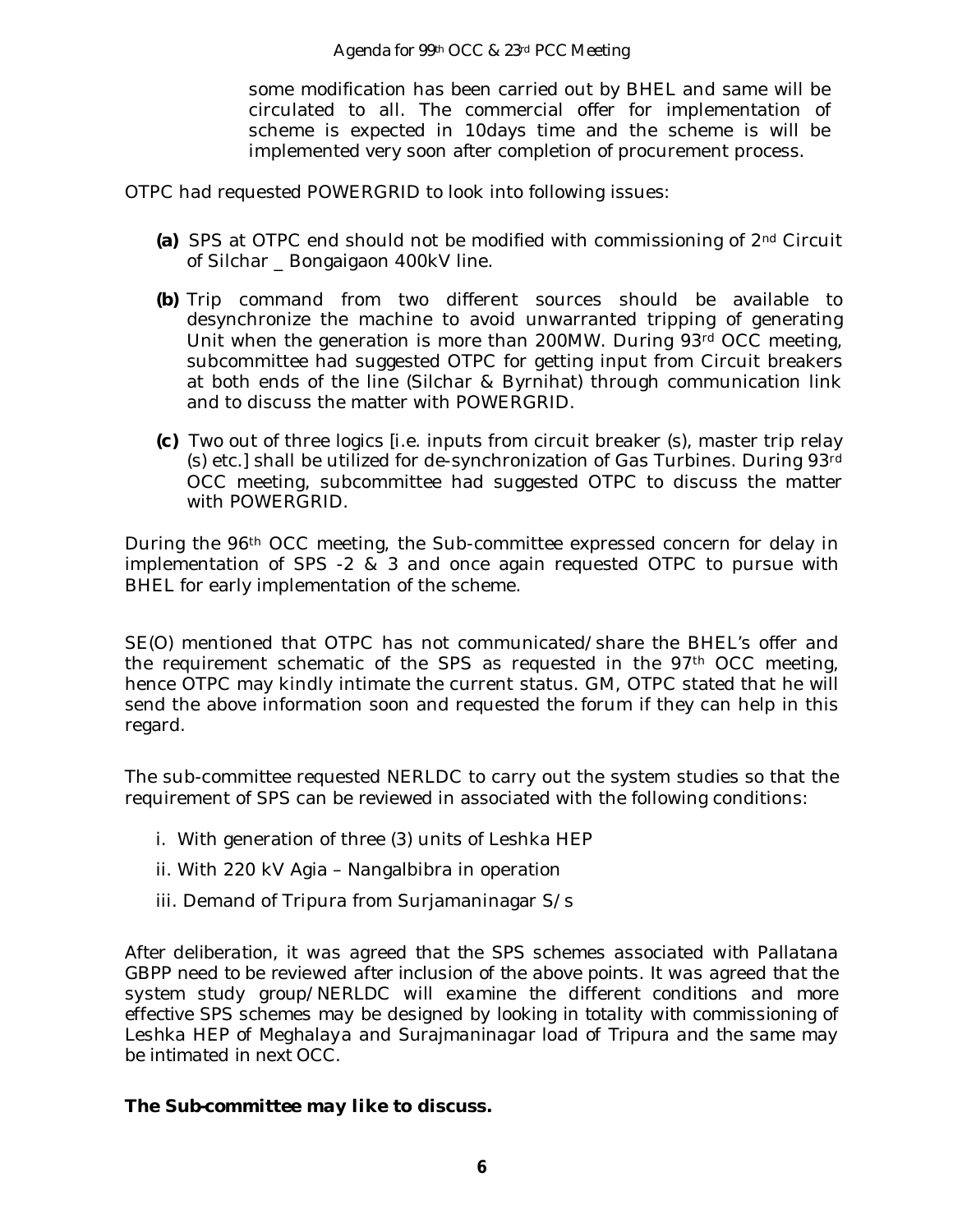some modification has been carried out by BHEL and same will be circulated to all. The commercial offer for implementation of scheme is expected in 10days time and the scheme is will be implemented very soon after completion of procurement process.

OTPC had requested POWERGRID to look into following issues:

**(a)** SPS at OTPC end should not be modified with commissioning of 2nd Circuit of Silchar _ Bongaigaon 400kV line.

**(b)** Trip command from two different sources should be available to desynchronize the machine to avoid unwarranted tripping of generating Unit when the generation is more than 200MW. During 93rd OCC meeting, subcommittee had suggested OTPC for getting input from Circuit breakers at both ends of the line (Silchar & Byrnihat) through communication link and to discuss the matter with POWERGRID.

**(c)** Two out of three logics [i.e. inputs from circuit breaker (s), master trip relay (s) etc.] shall be utilized for de-synchronization of Gas Turbines. During 93rd OCC meeting, subcommittee had suggested OTPC to discuss the matter with POWERGRID.

During the 96th OCC meeting, the Sub-committee expressed concern for delay in implementation of SPS -2 & 3 and once again requested OTPC to pursue with BHEL for early implementation of the scheme.

SE(O) mentioned that OTPC has not communicated/share the BHEL's offer and the requirement schematic of the SPS as requested in the 97th OCC meeting, hence OTPC may kindly intimate the current status. GM, OTPC stated that he will send the above information soon and requested the forum if they can help in this regard.

The sub-committee requested NERLDC to carry out the system studies so that the requirement of SPS can be reviewed in associated with the following conditions:

i. With generation of three (3) units of Leshka HEP

ii. With 220 kV Agia – Nangalbibra in operation

iii. Demand of Tripura from Surjamaninagar S/s

After deliberation, it was agreed that the SPS schemes associated with Pallatana GBPP need to be reviewed after inclusion of the above points. It was agreed that the system study group/NERLDC will examine the different conditions and more effective SPS schemes may be designed by looking in totality with commissioning of Leshka HEP of Meghalaya and Surajmaninagar load of Tripura and the same may be intimated in next OCC.

**The Sub-committee may like to discuss.**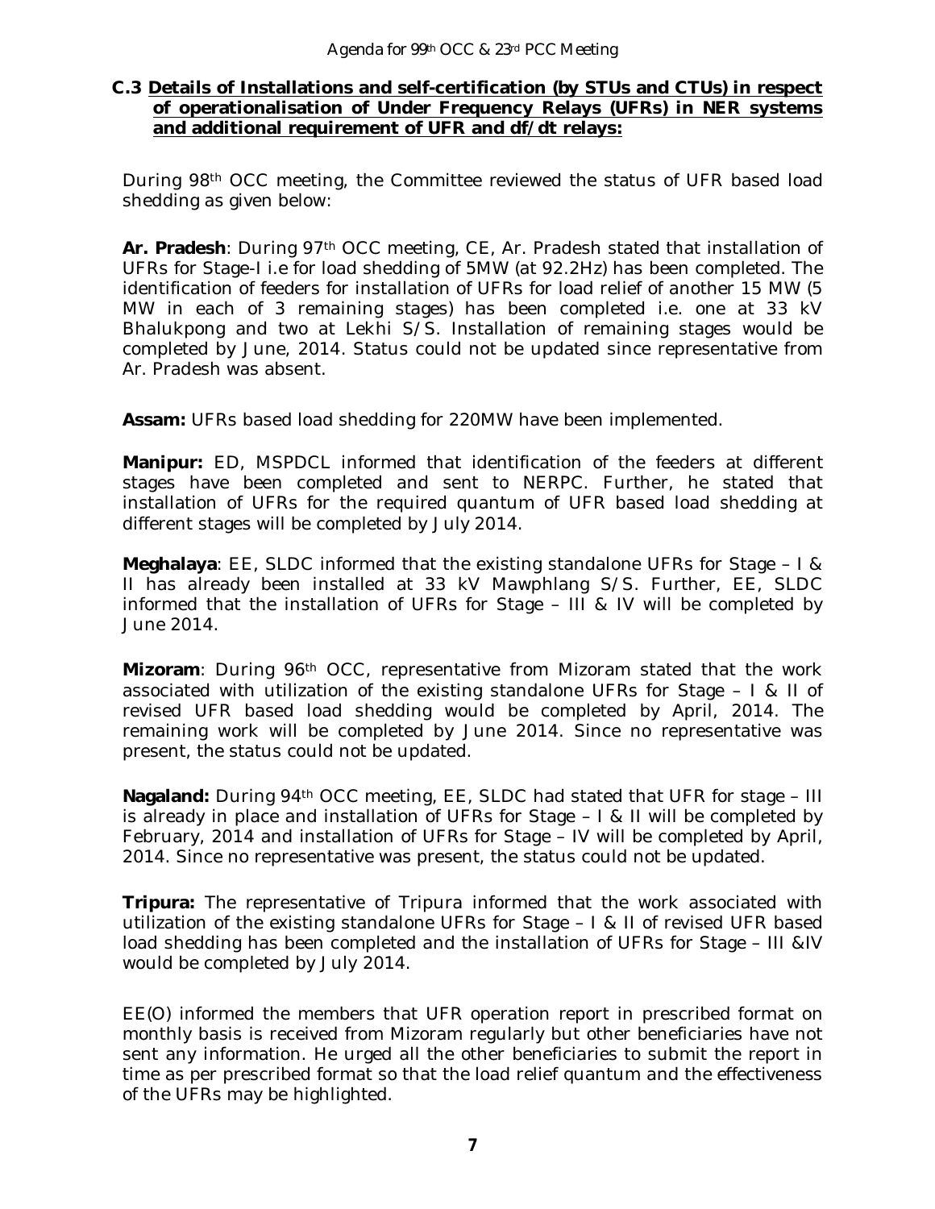### C.3 Details of Installations and self-certification (by STUs and CTUs) in respect of operationalisation of Under Frequency Relays (UFRs) in NER systems and additional requirement of UFR and df/dt relays:

During 98th OCC meeting, the Committee reviewed the status of UFR based load shedding as given below:

**Ar. Pradesh**: During 97th OCC meeting, CE, Ar. Pradesh stated that installation of UFRs for Stage-I i.e for load shedding of 5MW (at 92.2Hz) has been completed. The identification of feeders for installation of UFRs for load relief of another 15 MW (5 MW in each of 3 remaining stages) has been completed i.e. one at 33 kV Bhalukpong and two at Lekhi S/S. Installation of remaining stages would be completed by June, 2014. Status could not be updated since representative from Ar. Pradesh was absent.

**Assam:** UFRs based load shedding for 220MW have been implemented.

**Manipur:** ED, MSPDCL informed that identification of the feeders at different stages have been completed and sent to NERPC. Further, he stated that installation of UFRs for the required quantum of UFR based load shedding at different stages will be completed by July 2014.

**Meghalaya**: EE, SLDC informed that the existing standalone UFRs for Stage – I & II has already been installed at 33 kV Mawphlang S/S. Further, EE, SLDC informed that the installation of UFRs for Stage – III & IV will be completed by June 2014.

**Mizoram**: During 96th OCC, representative from Mizoram stated that the work associated with utilization of the existing standalone UFRs for Stage – I & II of revised UFR based load shedding would be completed by April, 2014. The remaining work will be completed by June 2014. Since no representative was present, the status could not be updated.

**Nagaland:** During 94th OCC meeting, EE, SLDC had stated that UFR for stage – III is already in place and installation of UFRs for Stage – I & II will be completed by February, 2014 and installation of UFRs for Stage – IV will be completed by April, 2014. Since no representative was present, the status could not be updated.

**Tripura:** The representative of Tripura informed that the work associated with utilization of the existing standalone UFRs for Stage – I & II of revised UFR based load shedding has been completed and the installation of UFRs for Stage – III &IV would be completed by July 2014.

EE(O) informed the members that UFR operation report in prescribed format on monthly basis is received from Mizoram regularly but other beneficiaries have not sent any information. He urged all the other beneficiaries to submit the report in time as per prescribed format so that the load relief quantum and the effectiveness of the UFRs may be highlighted.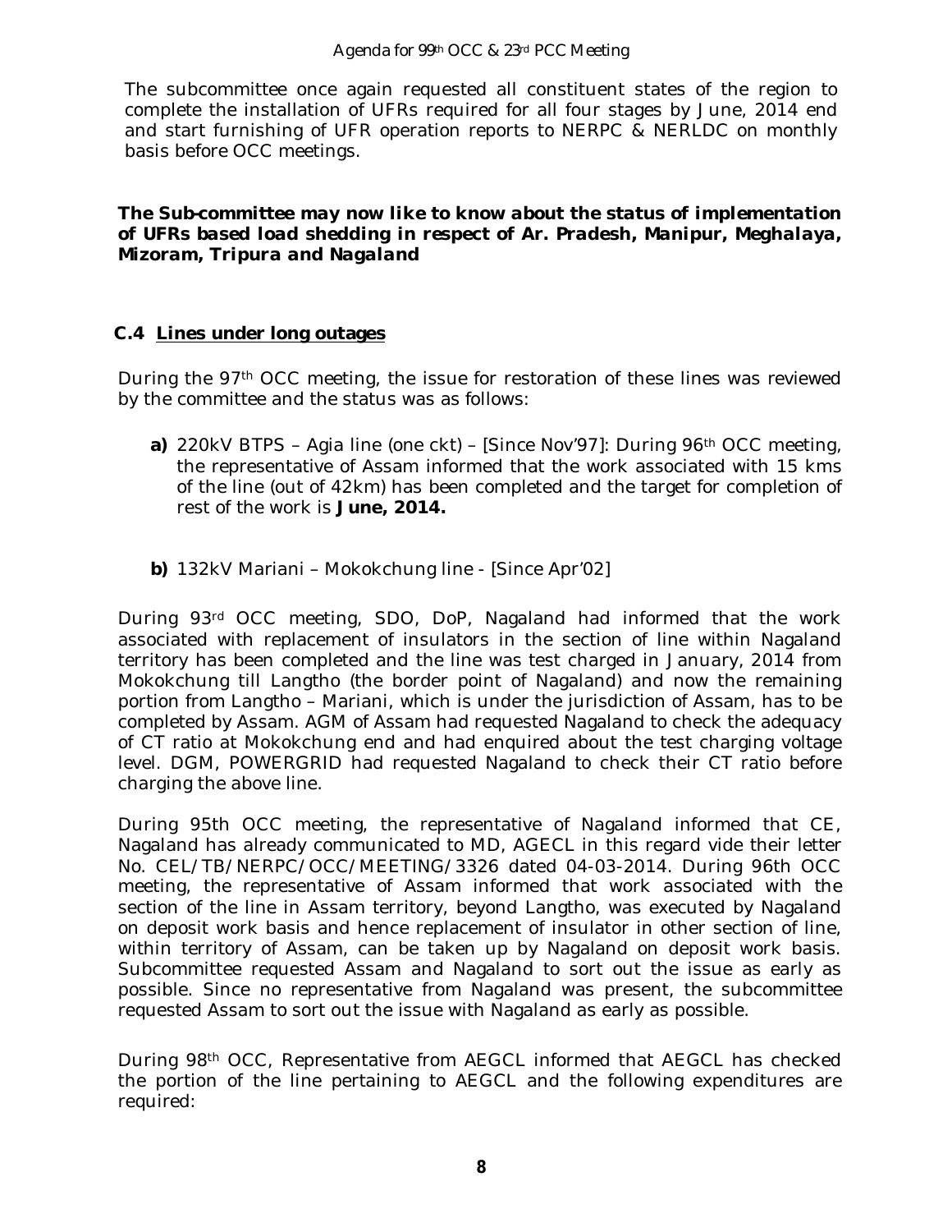The subcommittee once again requested all constituent states of the region to complete the installation of UFRs required for all four stages by June, 2014 end and start furnishing of UFR operation reports to NERPC & NERLDC on monthly basis before OCC meetings.

**The Sub-committee may now like to know about the status of implementation of UFRs based load shedding in respect of Ar. Pradesh, Manipur, Meghalaya, Mizoram, Tripura and Nagaland**

### C.4 Lines under long outages

During the 97th OCC meeting, the issue for restoration of these lines was reviewed by the committee and the status was as follows:

**a)** 220kV BTPS – Agia line (one ckt) – [Since Nov'97]: During 96th OCC meeting, the representative of Assam informed that the work associated with 15 kms of the line (out of 42km) has been completed and the target for completion of rest of the work is **June, 2014.**

**b)** 132kV Mariani – Mokokchung line - [Since Apr'02]

During 93rd OCC meeting, SDO, DoP, Nagaland had informed that the work associated with replacement of insulators in the section of line within Nagaland territory has been completed and the line was test charged in January, 2014 from Mokokchung till Langtho (the border point of Nagaland) and now the remaining portion from Langtho – Mariani, which is under the jurisdiction of Assam, has to be completed by Assam. AGM of Assam had requested Nagaland to check the adequacy of CT ratio at Mokokchung end and had enquired about the test charging voltage level. DGM, POWERGRID had requested Nagaland to check their CT ratio before charging the above line.

During 95th OCC meeting, the representative of Nagaland informed that CE, Nagaland has already communicated to MD, AGECL in this regard vide their letter No. CEL/TB/NERPC/OCC/MEETING/3326 dated 04-03-2014. During 96th OCC meeting, the representative of Assam informed that work associated with the section of the line in Assam territory, beyond Langtho, was executed by Nagaland on deposit work basis and hence replacement of insulator in other section of line, within territory of Assam, can be taken up by Nagaland on deposit work basis. Subcommittee requested Assam and Nagaland to sort out the issue as early as possible. Since no representative from Nagaland was present, the subcommittee requested Assam to sort out the issue with Nagaland as early as possible.

During 98th OCC, Representative from AEGCL informed that AEGCL has checked the portion of the line pertaining to AEGCL and the following expenditures are required: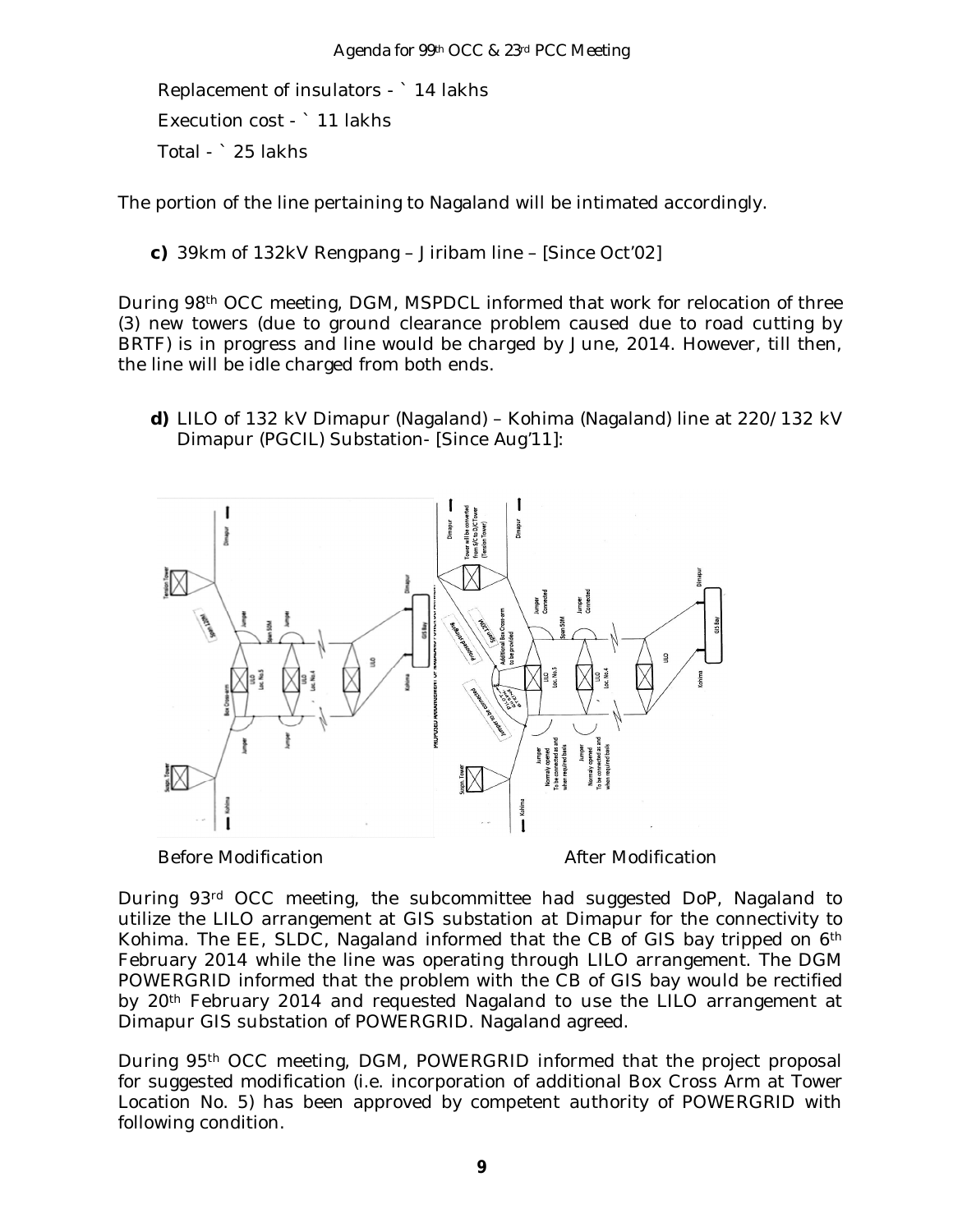Replacement of insulators - ` 14 lakhs

Execution cost - ` 11 lakhs

Total - ` 25 lakhs

The portion of the line pertaining to Nagaland will be intimated accordingly.

**c)** 39km of 132kV Rengpang – Jiribam line – [Since Oct'02]

During 98th OCC meeting, DGM, MSPDCL informed that work for relocation of three (3) new towers (due to ground clearance problem caused due to road cutting by BRTF) is in progress and line would be charged by June, 2014. However, till then, the line will be idle charged from both ends.

**d)** LILO of 132 kV Dimapur (Nagaland) – Kohima (Nagaland) line at 220/132 kV Dimapur (PGCIL) Substation- [Since Aug'11]:

Before Modification After Modification

During 93rd OCC meeting, the subcommittee had suggested DoP, Nagaland to utilize the LILO arrangement at GIS substation at Dimapur for the connectivity to Kohima. The EE, SLDC, Nagaland informed that the CB of GIS bay tripped on 6th February 2014 while the line was operating through LILO arrangement. The DGM POWERGRID informed that the problem with the CB of GIS bay would be rectified by 20th February 2014 and requested Nagaland to use the LILO arrangement at Dimapur GIS substation of POWERGRID. Nagaland agreed.

During 95th OCC meeting, DGM, POWERGRID informed that the project proposal for suggested modification (i.e. incorporation of additional Box Cross Arm at Tower Location No. 5) has been approved by competent authority of POWERGRID with following condition.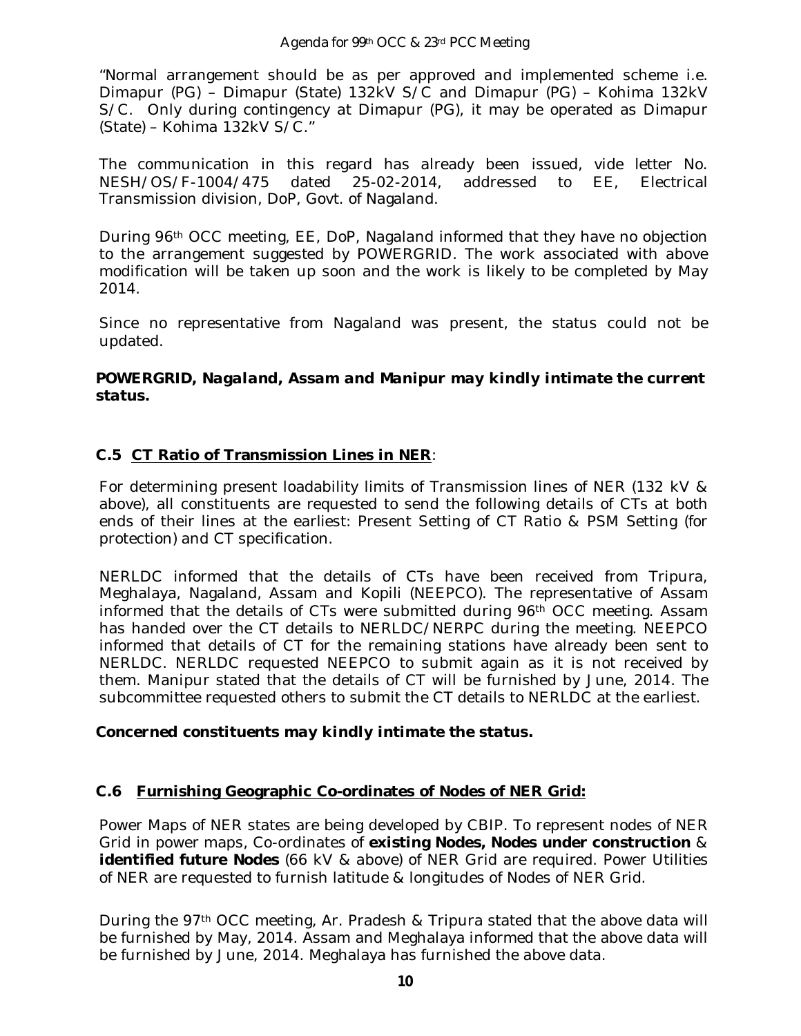"Normal arrangement should be as per approved and implemented scheme i.e. Dimapur (PG) – Dimapur (State) 132kV S/C and Dimapur (PG) – Kohima 132kV S/C. Only during contingency at Dimapur (PG), it may be operated as Dimapur (State) – Kohima 132kV S/C."

The communication in this regard has already been issued, vide letter No. NESH/OS/F-1004/475 dated 25-02-2014, addressed to EE, Electrical Transmission division, DoP, Govt. of Nagaland.

During 96th OCC meeting, EE, DoP, Nagaland informed that they have no objection to the arrangement suggested by POWERGRID. The work associated with above modification will be taken up soon and the work is likely to be completed by May 2014.

Since no representative from Nagaland was present, the status could not be updated.

***POWERGRID, Nagaland, Assam and Manipur may kindly intimate the current status.***

### C.5 CT Ratio of Transmission Lines in NER:

For determining present loadability limits of Transmission lines of NER (132 kV & above), all constituents are requested to send the following details of CTs at both ends of their lines at the earliest: Present Setting of CT Ratio & PSM Setting (for protection) and CT specification.

NERLDC informed that the details of CTs have been received from Tripura, Meghalaya, Nagaland, Assam and Kopili (NEEPCO). The representative of Assam informed that the details of CTs were submitted during 96th OCC meeting. Assam has handed over the CT details to NERLDC/NERPC during the meeting. NEEPCO informed that details of CT for the remaining stations have already been sent to NERLDC. NERLDC requested NEEPCO to submit again as it is not received by them. Manipur stated that the details of CT will be furnished by June, 2014. The subcommittee requested others to submit the CT details to NERLDC at the earliest.

***Concerned constituents may kindly intimate the status.***

### C.6 Furnishing Geographic Co-ordinates of Nodes of NER Grid:

Power Maps of NER states are being developed by CBIP. To represent nodes of NER Grid in power maps, Co-ordinates of **existing Nodes, Nodes under construction** & **identified future Nodes** (66 kV & above) of NER Grid are required. Power Utilities of NER are requested to furnish latitude & longitudes of Nodes of NER Grid.

During the 97th OCC meeting, Ar. Pradesh & Tripura stated that the above data will be furnished by May, 2014. Assam and Meghalaya informed that the above data will be furnished by June, 2014. Meghalaya has furnished the above data.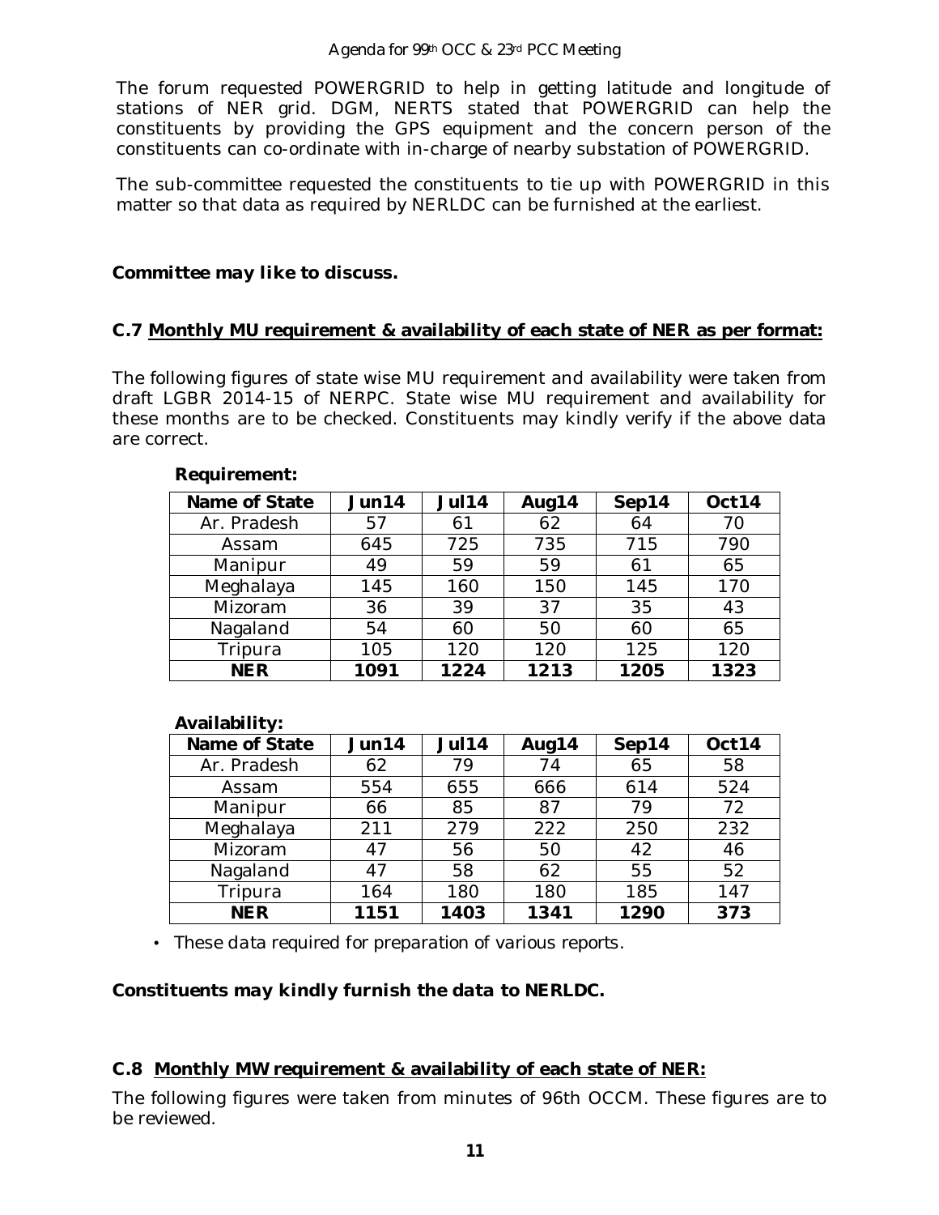The forum requested POWERGRID to help in getting latitude and longitude of stations of NER grid. DGM, NERTS stated that POWERGRID can help the constituents by providing the GPS equipment and the concern person of the constituents can co-ordinate with in-charge of nearby substation of POWERGRID.

The sub-committee requested the constituents to tie up with POWERGRID in this matter so that data as required by NERLDC can be furnished at the earliest.

***Committee may like to discuss.***

## C.7 Monthly MU requirement & availability of each state of NER as per format:

The following figures of state wise MU requirement and availability were taken from draft LGBR 2014-15 of NERPC. State wise MU requirement and availability for these months are to be checked. Constituents may kindly verify if the above data are correct.

**Requirement:**

| Name of State | Jun14 | Jul14 | Aug14 | Sep14 | Oct14 |
|---|---|---|---|---|---|
| Ar. Pradesh | 57 | 61 | 62 | 64 | 70 |
| Assam | 645 | 725 | 735 | 715 | 790 |
| Manipur | 49 | 59 | 59 | 61 | 65 |
| Meghalaya | 145 | 160 | 150 | 145 | 170 |
| Mizoram | 36 | 39 | 37 | 35 | 43 |
| Nagaland | 54 | 60 | 50 | 60 | 65 |
| Tripura | 105 | 120 | 120 | 125 | 120 |
| **NER** | **1091** | **1224** | **1213** | **1205** | **1323** |

**Availability:**

| Name of State | Jun14 | Jul14 | Aug14 | Sep14 | Oct14 |
|---|---|---|---|---|---|
| Ar. Pradesh | 62 | 79 | 74 | 65 | 58 |
| Assam | 554 | 655 | 666 | 614 | 524 |
| Manipur | 66 | 85 | 87 | 79 | 72 |
| Meghalaya | 211 | 279 | 222 | 250 | 232 |
| Mizoram | 47 | 56 | 50 | 42 | 46 |
| Nagaland | 47 | 58 | 62 | 55 | 52 |
| Tripura | 164 | 180 | 180 | 185 | 147 |
| **NER** | **1151** | **1403** | **1341** | **1290** | **373** |

- *These data required for preparation of various reports.*

***Constituents may kindly furnish the data to NERLDC.***

## C.8 Monthly MW requirement & availability of each state of NER:

The following figures were taken from minutes of 96th OCCM. These figures are to be reviewed.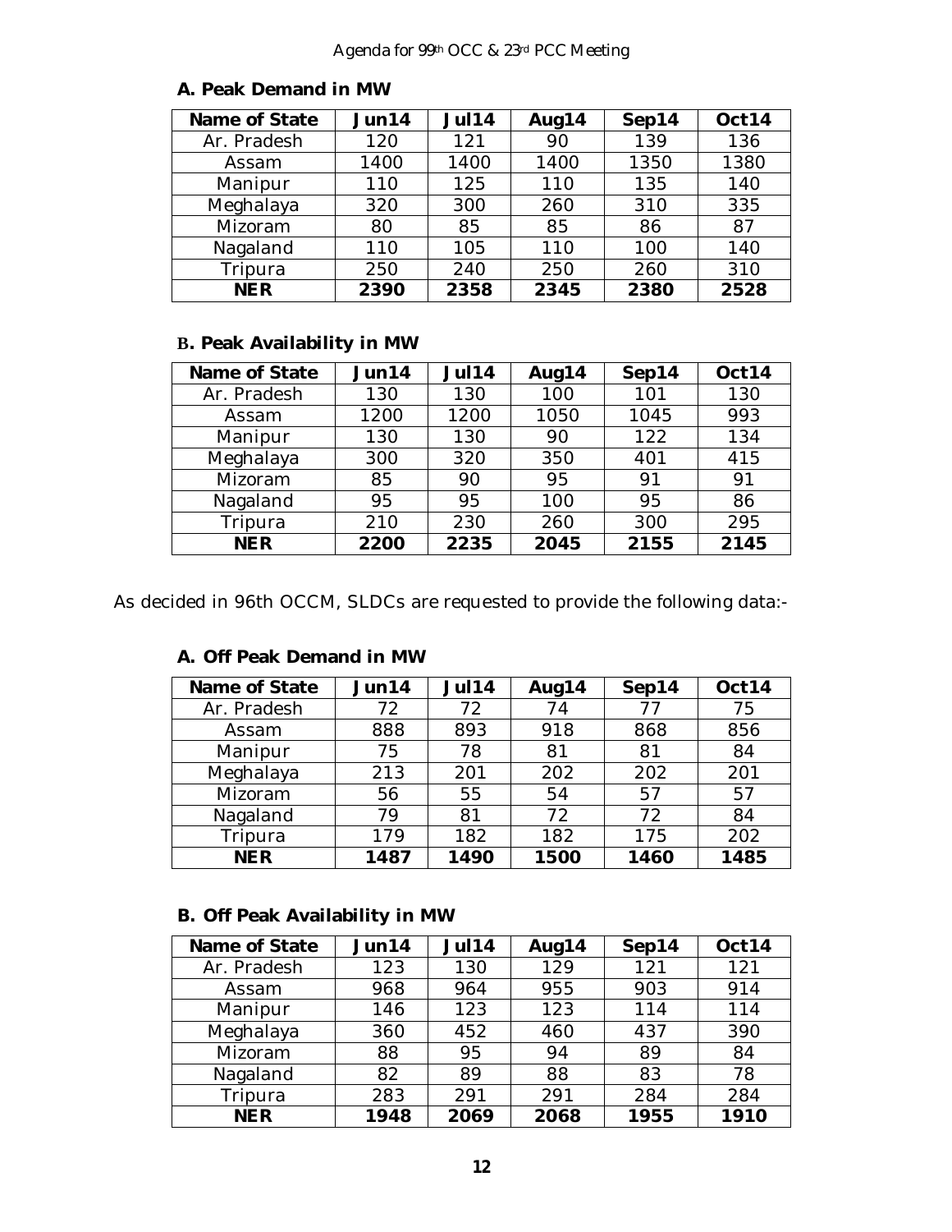**A. Peak Demand in MW**

| Name of State | Jun14 | Jul14 | Aug14 | Sep14 | Oct14 |
|---|---|---|---|---|---|
| Ar. Pradesh | 120 | 121 | 90 | 139 | 136 |
| Assam | 1400 | 1400 | 1400 | 1350 | 1380 |
| Manipur | 110 | 125 | 110 | 135 | 140 |
| Meghalaya | 320 | 300 | 260 | 310 | 335 |
| Mizoram | 80 | 85 | 85 | 86 | 87 |
| Nagaland | 110 | 105 | 110 | 100 | 140 |
| Tripura | 250 | 240 | 250 | 260 | 310 |
| **NER** | **2390** | **2358** | **2345** | **2380** | **2528** |

**B. Peak Availability in MW**

| Name of State | Jun14 | Jul14 | Aug14 | Sep14 | Oct14 |
|---|---|---|---|---|---|
| Ar. Pradesh | 130 | 130 | 100 | 101 | 130 |
| Assam | 1200 | 1200 | 1050 | 1045 | 993 |
| Manipur | 130 | 130 | 90 | 122 | 134 |
| Meghalaya | 300 | 320 | 350 | 401 | 415 |
| Mizoram | 85 | 90 | 95 | 91 | 91 |
| Nagaland | 95 | 95 | 100 | 95 | 86 |
| Tripura | 210 | 230 | 260 | 300 | 295 |
| **NER** | **2200** | **2235** | **2045** | **2155** | **2145** |

As decided in 96th OCCM, SLDCs are requested to provide the following data:-

**A. Off Peak Demand in MW**

| Name of State | Jun14 | Jul14 | Aug14 | Sep14 | Oct14 |
|---|---|---|---|---|---|
| Ar. Pradesh | 72 | 72 | 74 | 77 | 75 |
| Assam | 888 | 893 | 918 | 868 | 856 |
| Manipur | 75 | 78 | 81 | 81 | 84 |
| Meghalaya | 213 | 201 | 202 | 202 | 201 |
| Mizoram | 56 | 55 | 54 | 57 | 57 |
| Nagaland | 79 | 81 | 72 | 72 | 84 |
| Tripura | 179 | 182 | 182 | 175 | 202 |
| **NER** | **1487** | **1490** | **1500** | **1460** | **1485** |

**B. Off Peak Availability in MW**

| Name of State | Jun14 | Jul14 | Aug14 | Sep14 | Oct14 |
|---|---|---|---|---|---|
| Ar. Pradesh | 123 | 130 | 129 | 121 | 121 |
| Assam | 968 | 964 | 955 | 903 | 914 |
| Manipur | 146 | 123 | 123 | 114 | 114 |
| Meghalaya | 360 | 452 | 460 | 437 | 390 |
| Mizoram | 88 | 95 | 94 | 89 | 84 |
| Nagaland | 82 | 89 | 88 | 83 | 78 |
| Tripura | 283 | 291 | 291 | 284 | 284 |
| **NER** | **1948** | **2069** | **2068** | **1955** | **1910** |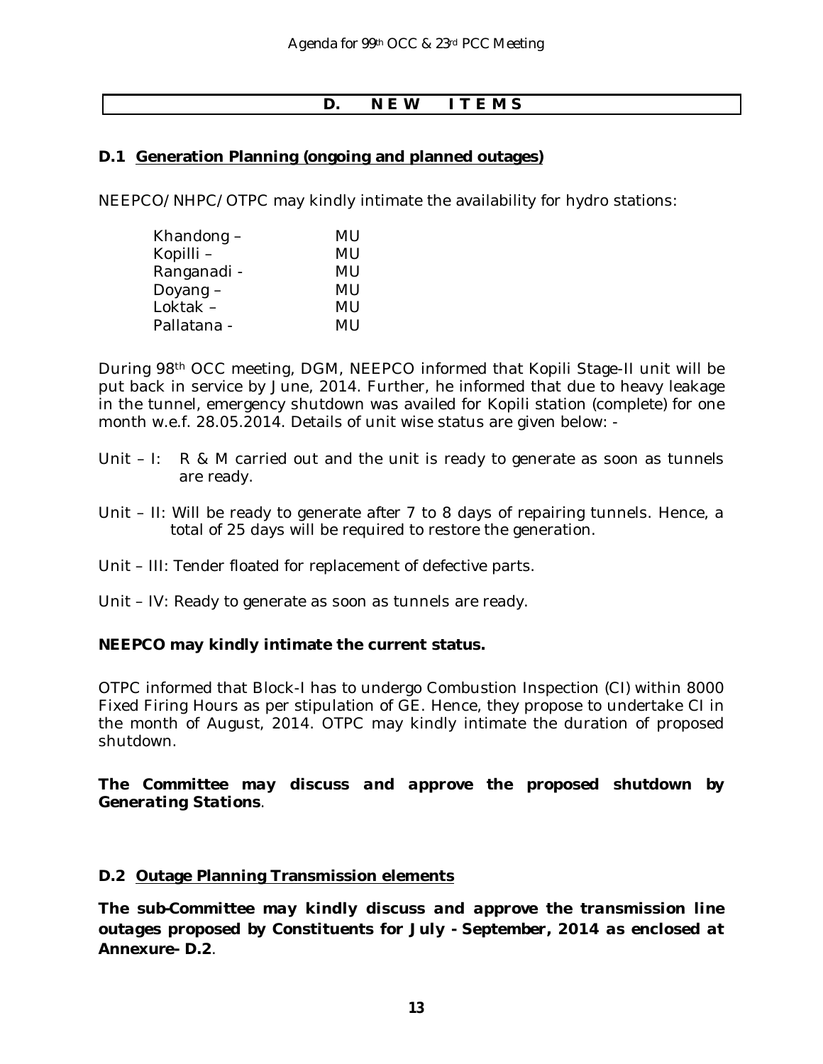## D. NEW ITEMS

### D.1 Generation Planning (ongoing and planned outages)

NEEPCO/NHPC/OTPC may kindly intimate the availability for hydro stations:

| | |
|---|---|
| Khandong – | MU |
| Kopilli – | MU |
| Ranganadi - | MU |
| Doyang – | MU |
| Loktak – | MU |
| Pallatana - | MU |

During 98th OCC meeting, DGM, NEEPCO informed that Kopili Stage-II unit will be put back in service by June, 2014. Further, he informed that due to heavy leakage in the tunnel, emergency shutdown was availed for Kopili station (complete) for one month w.e.f. 28.05.2014. Details of unit wise status are given below: -

Unit – I: R & M carried out and the unit is ready to generate as soon as tunnels are ready.

Unit – II: Will be ready to generate after 7 to 8 days of repairing tunnels. Hence, a total of 25 days will be required to restore the generation.

Unit – III: Tender floated for replacement of defective parts.

Unit – IV: Ready to generate as soon as tunnels are ready.

**NEEPCO may kindly intimate the current status.**

OTPC informed that Block-I has to undergo Combustion Inspection (CI) within 8000 Fixed Firing Hours as per stipulation of GE. Hence, they propose to undertake CI in the month of August, 2014. OTPC may kindly intimate the duration of proposed shutdown.

***The Committee may discuss and approve the proposed shutdown by Generating Stations***.

### D.2 Outage Planning Transmission elements

***The sub-Committee may kindly discuss and approve the transmission line outages proposed by Constituents for July - September, 2014 as enclosed at Annexure- D.2***.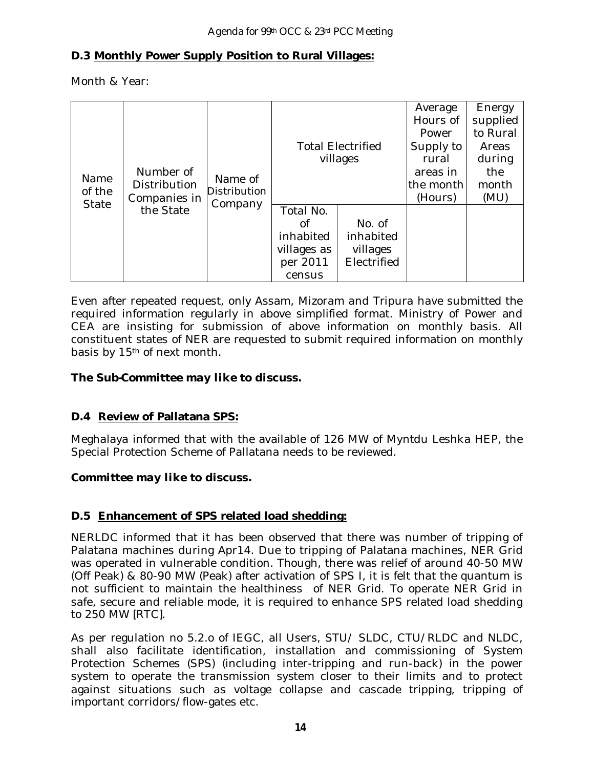**D.3 Monthly Power Supply Position to Rural Villages:**

Month & Year:

| Name of the State | Number of Distribution Companies in the State | Name of Distribution Company | Total Electrified villages | | Average Hours of Power Supply to rural areas in the month (Hours) | Energy supplied to Rural Areas during the month (MU) |
|---|---|---|---|---|---|---|
| | | | Total No. of inhabited villages as per 2011 census | No. of inhabited villages Electrified | | |

Even after repeated request, only Assam, Mizoram and Tripura have submitted the required information regularly in above simplified format. Ministry of Power and CEA are insisting for submission of above information on monthly basis. All constituent states of NER are requested to submit required information on monthly basis by 15th of next month.

***The Sub-Committee may like to discuss.***

**D.4 Review of Pallatana SPS:**

Meghalaya informed that with the available of 126 MW of Myntdu Leshka HEP, the Special Protection Scheme of Pallatana needs to be reviewed.

***Committee may like to discuss.***

**D.5 Enhancement of SPS related load shedding:**

NERLDC informed that it has been observed that there was number of tripping of Palatana machines during Apr14. Due to tripping of Palatana machines, NER Grid was operated in vulnerable condition. Though, there was relief of around 40-50 MW (Off Peak) & 80-90 MW (Peak) after activation of SPS I, it is felt that the quantum is not sufficient to maintain the healthiness of NER Grid. To operate NER Grid in safe, secure and reliable mode, it is required to enhance SPS related load shedding to 250 MW [RTC].

As per regulation no 5.2.o of IEGC, all Users, STU/ SLDC, CTU/RLDC and NLDC, shall also facilitate identification, installation and commissioning of System Protection Schemes (SPS) (including inter-tripping and run-back) in the power system to operate the transmission system closer to their limits and to protect against situations such as voltage collapse and cascade tripping, tripping of important corridors/flow-gates etc.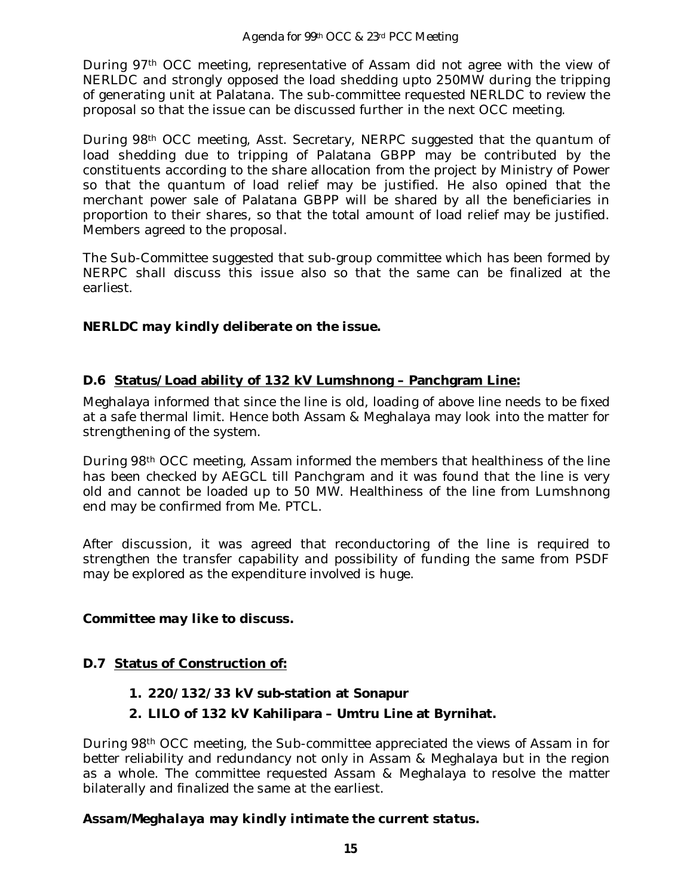During 97th OCC meeting, representative of Assam did not agree with the view of NERLDC and strongly opposed the load shedding upto 250MW during the tripping of generating unit at Palatana. The sub-committee requested NERLDC to review the proposal so that the issue can be discussed further in the next OCC meeting.

During 98th OCC meeting, Asst. Secretary, NERPC suggested that the quantum of load shedding due to tripping of Palatana GBPP may be contributed by the constituents according to the share allocation from the project by Ministry of Power so that the quantum of load relief may be justified. He also opined that the merchant power sale of Palatana GBPP will be shared by all the beneficiaries in proportion to their shares, so that the total amount of load relief may be justified. Members agreed to the proposal.

The Sub-Committee suggested that sub-group committee which has been formed by NERPC shall discuss this issue also so that the same can be finalized at the earliest.

***NERLDC may kindly deliberate on the issue.***

### D.6 Status/Load ability of 132 kV Lumshnong – Panchgram Line:

Meghalaya informed that since the line is old, loading of above line needs to be fixed at a safe thermal limit. Hence both Assam & Meghalaya may look into the matter for strengthening of the system.

During 98th OCC meeting, Assam informed the members that healthiness of the line has been checked by AEGCL till Panchgram and it was found that the line is very old and cannot be loaded up to 50 MW. Healthiness of the line from Lumshnong end may be confirmed from Me. PTCL.

After discussion, it was agreed that reconductoring of the line is required to strengthen the transfer capability and possibility of funding the same from PSDF may be explored as the expenditure involved is huge.

***Committee may like to discuss.***

### D.7 Status of Construction of:

1. **220/132/33 kV sub-station at Sonapur**
2. **LILO of 132 kV Kahilipara – Umtru Line at Byrnihat.**

During 98th OCC meeting, the Sub-committee appreciated the views of Assam in for better reliability and redundancy not only in Assam & Meghalaya but in the region as a whole. The committee requested Assam & Meghalaya to resolve the matter bilaterally and finalized the same at the earliest.

***Assam/Meghalaya may kindly intimate the current status.***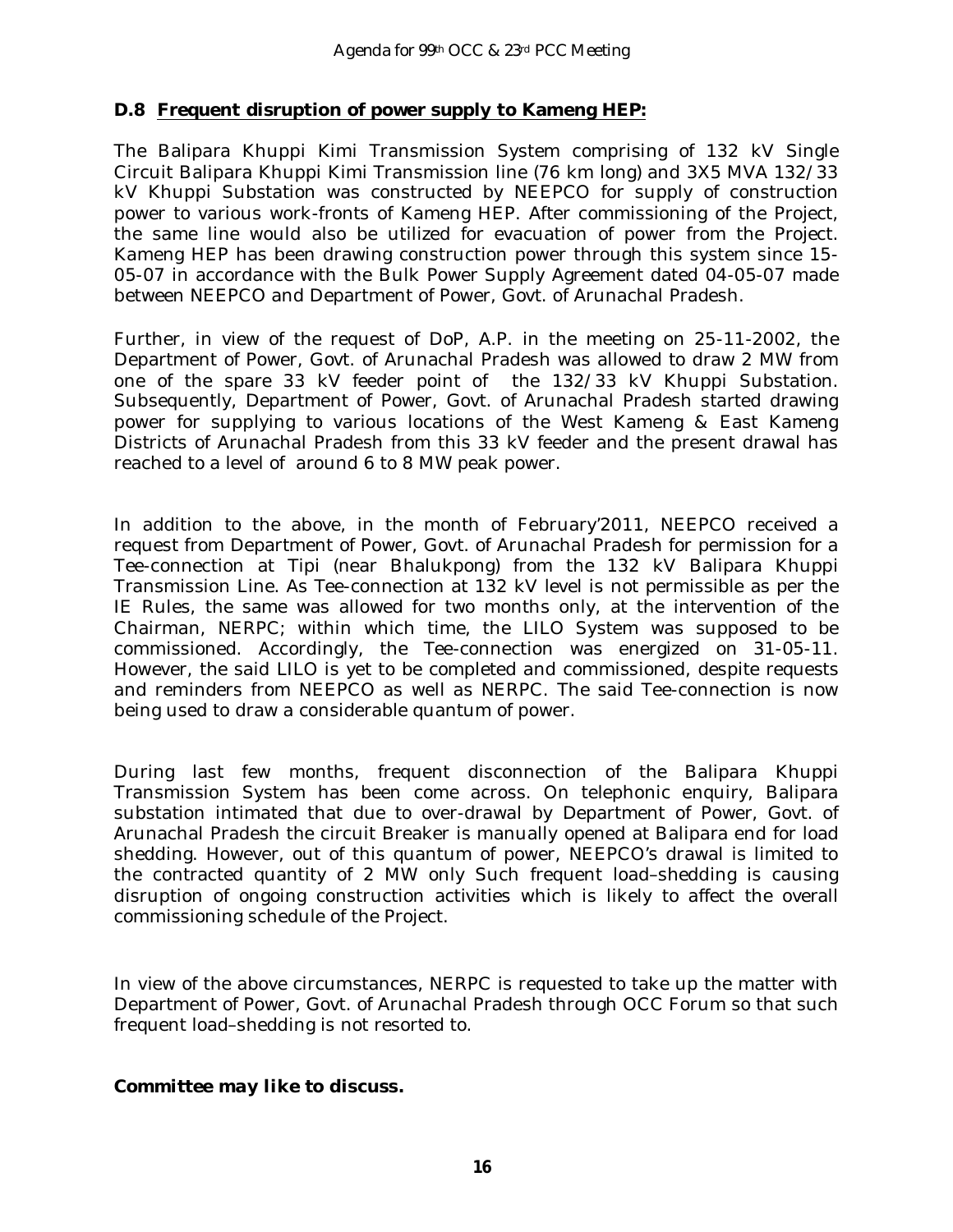### D.8 Frequent disruption of power supply to Kameng HEP:

The Balipara Khuppi Kimi Transmission System comprising of 132 kV Single Circuit Balipara Khuppi Kimi Transmission line (76 km long) and 3X5 MVA 132/33 kV Khuppi Substation was constructed by NEEPCO for supply of construction power to various work-fronts of Kameng HEP. After commissioning of the Project, the same line would also be utilized for evacuation of power from the Project. Kameng HEP has been drawing construction power through this system since 15-05-07 in accordance with the Bulk Power Supply Agreement dated 04-05-07 made between NEEPCO and Department of Power, Govt. of Arunachal Pradesh.

Further, in view of the request of DoP, A.P. in the meeting on 25-11-2002, the Department of Power, Govt. of Arunachal Pradesh was allowed to draw 2 MW from one of the spare 33 kV feeder point of the 132/33 kV Khuppi Substation. Subsequently, Department of Power, Govt. of Arunachal Pradesh started drawing power for supplying to various locations of the West Kameng & East Kameng Districts of Arunachal Pradesh from this 33 kV feeder and the present drawal has reached to a level of around 6 to 8 MW peak power.

In addition to the above, in the month of February'2011, NEEPCO received a request from Department of Power, Govt. of Arunachal Pradesh for permission for a Tee-connection at Tipi (near Bhalukpong) from the 132 kV Balipara Khuppi Transmission Line. As Tee-connection at 132 kV level is not permissible as per the IE Rules, the same was allowed for two months only, at the intervention of the Chairman, NERPC; within which time, the LILO System was supposed to be commissioned. Accordingly, the Tee-connection was energized on 31-05-11. However, the said LILO is yet to be completed and commissioned, despite requests and reminders from NEEPCO as well as NERPC. The said Tee-connection is now being used to draw a considerable quantum of power.

During last few months, frequent disconnection of the Balipara Khuppi Transmission System has been come across. On telephonic enquiry, Balipara substation intimated that due to over-drawal by Department of Power, Govt. of Arunachal Pradesh the circuit Breaker is manually opened at Balipara end for load shedding. However, out of this quantum of power, NEEPCO's drawal is limited to the contracted quantity of 2 MW only Such frequent load–shedding is causing disruption of ongoing construction activities which is likely to affect the overall commissioning schedule of the Project.

In view of the above circumstances, NERPC is requested to take up the matter with Department of Power, Govt. of Arunachal Pradesh through OCC Forum so that such frequent load–shedding is not resorted to.

***Committee may like to discuss.***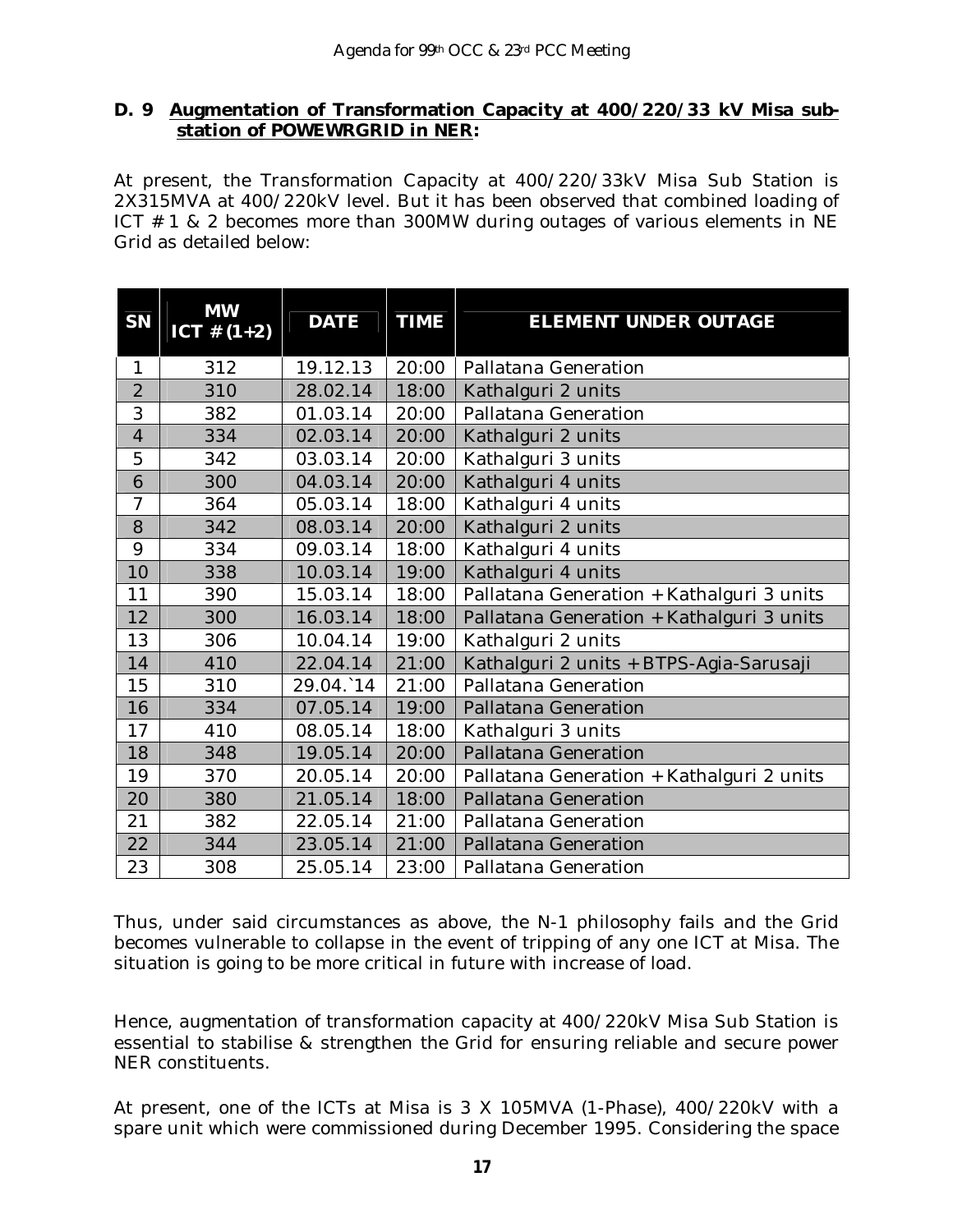**D. 9 Augmentation of Transformation Capacity at 400/220/33 kV Misa sub-station of POWEWRGRID in NER:**

At present, the Transformation Capacity at 400/220/33kV Misa Sub Station is 2X315MVA at 400/220kV level. But it has been observed that combined loading of ICT # 1 & 2 becomes more than 300MW during outages of various elements in NE Grid as detailed below:

| SN | MW ICT # (1+2) | DATE | TIME | ELEMENT UNDER OUTAGE |
|---|---|---|---|---|
| 1 | 312 | 19.12.13 | 20:00 | Pallatana Generation |
| 2 | 310 | 28.02.14 | 18:00 | Kathalguri 2 units |
| 3 | 382 | 01.03.14 | 20:00 | Pallatana Generation |
| 4 | 334 | 02.03.14 | 20:00 | Kathalguri 2 units |
| 5 | 342 | 03.03.14 | 20:00 | Kathalguri 3 units |
| 6 | 300 | 04.03.14 | 20:00 | Kathalguri 4 units |
| 7 | 364 | 05.03.14 | 18:00 | Kathalguri 4 units |
| 8 | 342 | 08.03.14 | 20:00 | Kathalguri 2 units |
| 9 | 334 | 09.03.14 | 18:00 | Kathalguri 4 units |
| 10 | 338 | 10.03.14 | 19:00 | Kathalguri 4 units |
| 11 | 390 | 15.03.14 | 18:00 | Pallatana Generation + Kathalguri 3 units |
| 12 | 300 | 16.03.14 | 18:00 | Pallatana Generation + Kathalguri 3 units |
| 13 | 306 | 10.04.14 | 19:00 | Kathalguri 2 units |
| 14 | 410 | 22.04.14 | 21:00 | Kathalguri 2 units + BTPS-Agia-Sarusaji |
| 15 | 310 | 29.04.`14 | 21:00 | Pallatana Generation |
| 16 | 334 | 07.05.14 | 19:00 | Pallatana Generation |
| 17 | 410 | 08.05.14 | 18:00 | Kathalguri 3 units |
| 18 | 348 | 19.05.14 | 20:00 | Pallatana Generation |
| 19 | 370 | 20.05.14 | 20:00 | Pallatana Generation + Kathalguri 2 units |
| 20 | 380 | 21.05.14 | 18:00 | Pallatana Generation |
| 21 | 382 | 22.05.14 | 21:00 | Pallatana Generation |
| 22 | 344 | 23.05.14 | 21:00 | Pallatana Generation |
| 23 | 308 | 25.05.14 | 23:00 | Pallatana Generation |

Thus, under said circumstances as above, the N-1 philosophy fails and the Grid becomes vulnerable to collapse in the event of tripping of any one ICT at Misa. The situation is going to be more critical in future with increase of load.

Hence, augmentation of transformation capacity at 400/220kV Misa Sub Station is essential to stabilise & strengthen the Grid for ensuring reliable and secure power NER constituents.

At present, one of the ICTs at Misa is 3 X 105MVA (1-Phase), 400/220kV with a spare unit which were commissioned during December 1995. Considering the space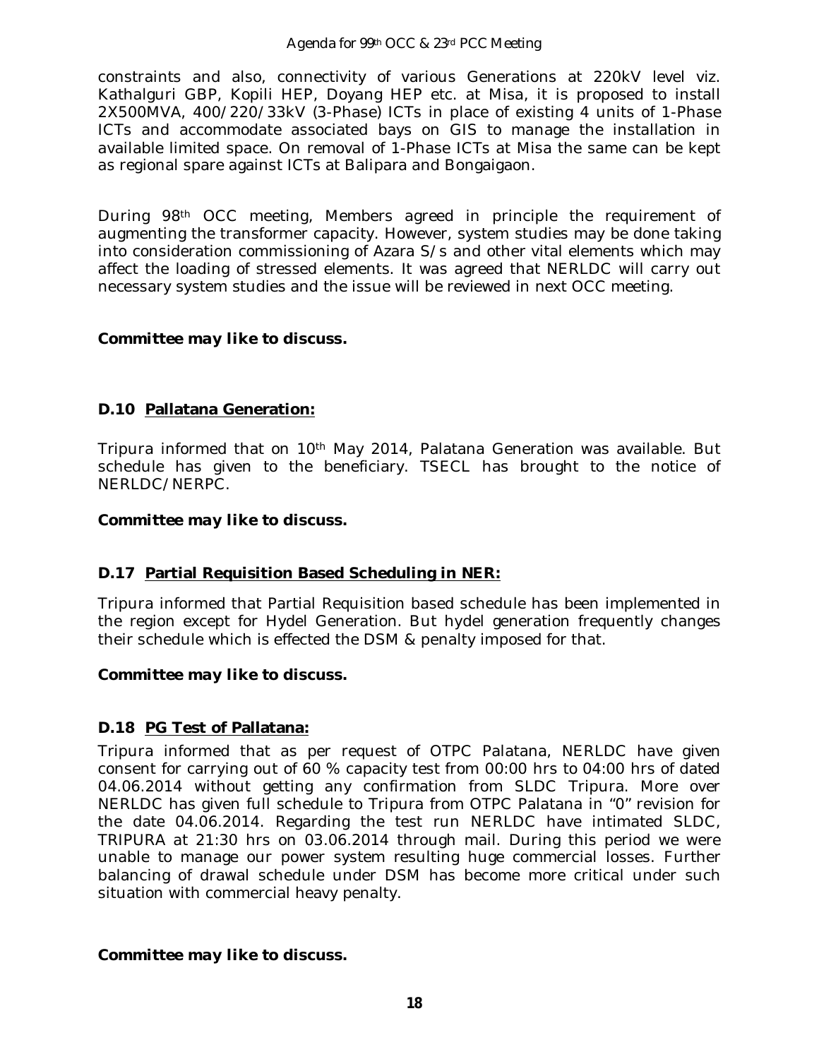constraints and also, connectivity of various Generations at 220kV level viz. Kathalguri GBP, Kopili HEP, Doyang HEP etc. at Misa, it is proposed to install 2X500MVA, 400/220/33kV (3-Phase) ICTs in place of existing 4 units of 1-Phase ICTs and accommodate associated bays on GIS to manage the installation in available limited space. On removal of 1-Phase ICTs at Misa the same can be kept as regional spare against ICTs at Balipara and Bongaigaon.

During 98th OCC meeting, Members agreed in principle the requirement of augmenting the transformer capacity. However, system studies may be done taking into consideration commissioning of Azara S/s and other vital elements which may affect the loading of stressed elements. It was agreed that NERLDC will carry out necessary system studies and the issue will be reviewed in next OCC meeting.

**Committee may like to discuss.**

### D.10 Pallatana Generation:

Tripura informed that on 10th May 2014, Palatana Generation was available. But schedule has given to the beneficiary. TSECL has brought to the notice of NERLDC/NERPC.

**Committee may like to discuss.**

### D.17 Partial Requisition Based Scheduling in NER:

Tripura informed that Partial Requisition based schedule has been implemented in the region except for Hydel Generation. But hydel generation frequently changes their schedule which is effected the DSM & penalty imposed for that.

**Committee may like to discuss.**

### D.18 PG Test of Pallatana:

Tripura informed that as per request of OTPC Palatana, NERLDC have given consent for carrying out of 60 % capacity test from 00:00 hrs to 04:00 hrs of dated 04.06.2014 without getting any confirmation from SLDC Tripura. More over NERLDC has given full schedule to Tripura from OTPC Palatana in "0" revision for the date 04.06.2014. Regarding the test run NERLDC have intimated SLDC, TRIPURA at 21:30 hrs on 03.06.2014 through mail. During this period we were unable to manage our power system resulting huge commercial losses. Further balancing of drawal schedule under DSM has become more critical under such situation with commercial heavy penalty.

**Committee may like to discuss.**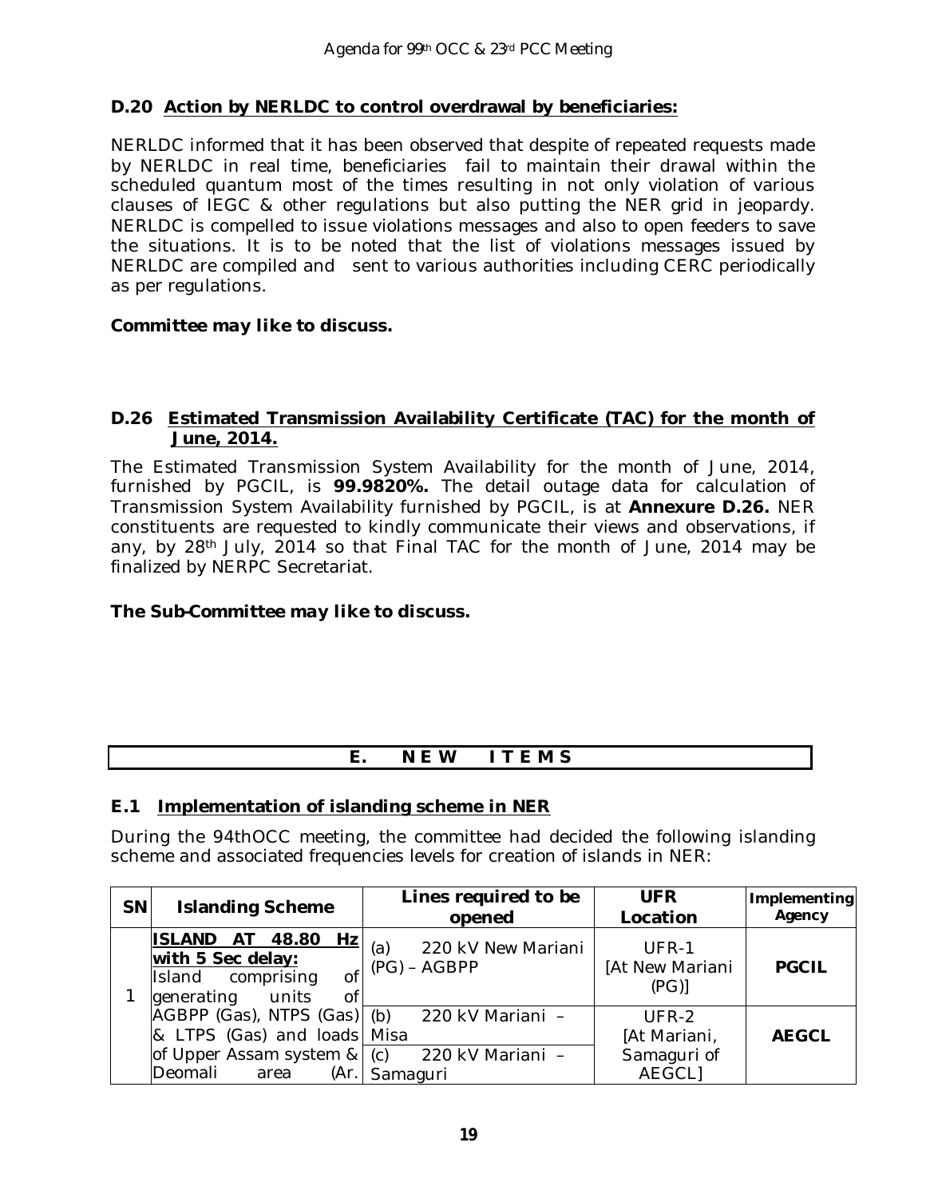### D.20 Action by NERLDC to control overdrawal by beneficiaries:

NERLDC informed that it has been observed that despite of repeated requests made by NERLDC in real time, beneficiaries fail to maintain their drawal within the scheduled quantum most of the times resulting in not only violation of various clauses of IEGC & other regulations but also putting the NER grid in jeopardy. NERLDC is compelled to issue violations messages and also to open feeders to save the situations. It is to be noted that the list of violations messages issued by NERLDC are compiled and sent to various authorities including CERC periodically as per regulations.

***Committee may like to discuss.***

### D.26 Estimated Transmission Availability Certificate (TAC) for the month of June, 2014.

The Estimated Transmission System Availability for the month of June, 2014, furnished by PGCIL, is **99.9820%.** The detail outage data for calculation of Transmission System Availability furnished by PGCIL, is at **Annexure D.26.** NER constituents are requested to kindly communicate their views and observations, if any, by 28th July, 2014 so that Final TAC for the month of June, 2014 may be finalized by NERPC Secretariat.

***The Sub-Committee may like to discuss.***

## E. NEW ITEMS

### E.1 Implementation of islanding scheme in NER

During the 94thOCC meeting, the committee had decided the following islanding scheme and associated frequencies levels for creation of islands in NER:

| SN | Islanding Scheme | Lines required to be opened | UFR Location | Implementing Agency |
|---|---|---|---|---|
| 1 | **ISLAND AT 48.80 Hz with 5 Sec delay:** Island comprising of generating units of AGBPP (Gas), NTPS (Gas) & LTPS (Gas) and loads of Upper Assam system & Deomali area (Ar. | (a) 220 kV New Mariani (PG) – AGBPP | UFR-1 [At New Mariani (PG)] | **PGCIL** |
| | | (b) 220 kV Mariani – Misa<br>(c) 220 kV Mariani – Samaguri | UFR-2 [At Mariani, Samaguri of AEGCL] | **AEGCL** |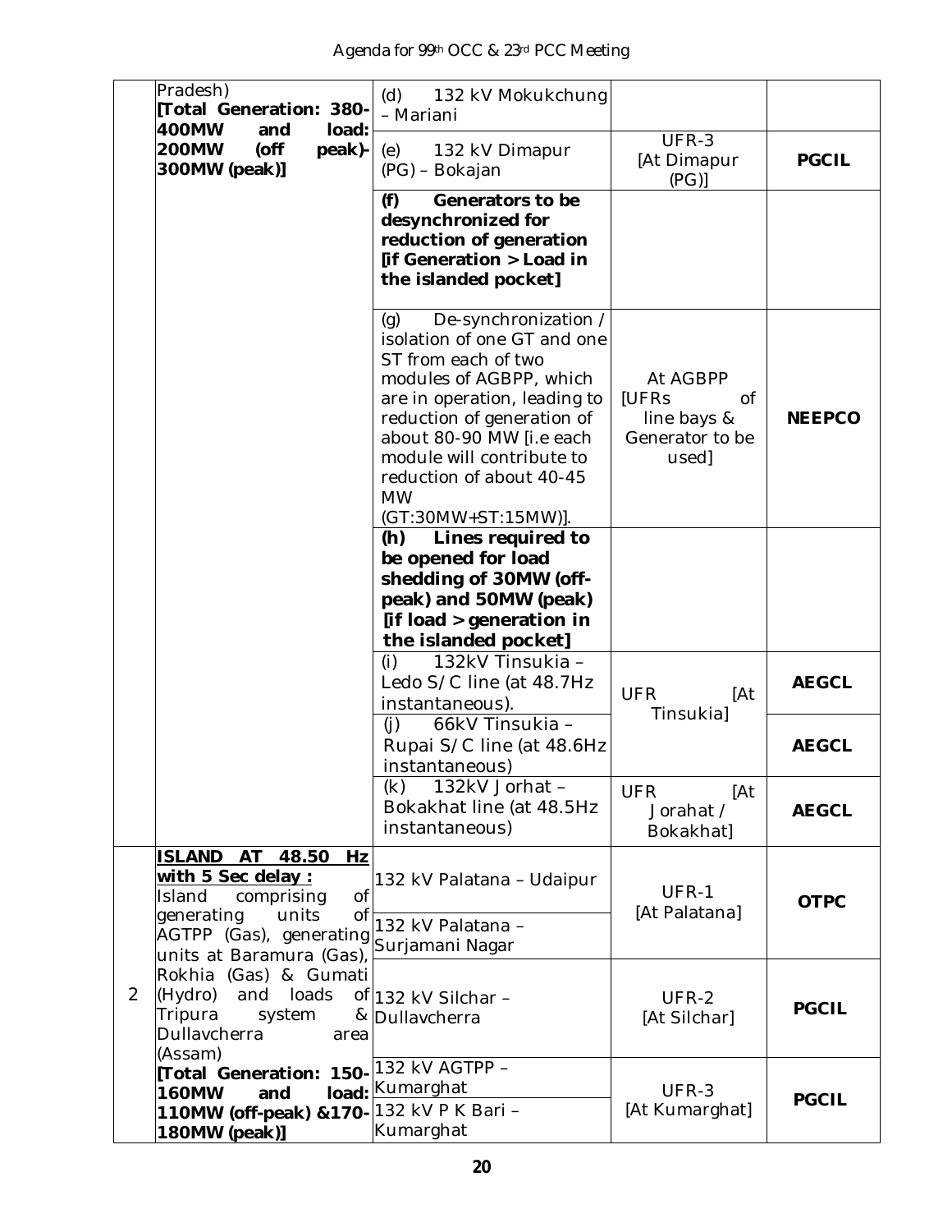| | Pradesh) **[Total Generation: 380-400MW and load: 200MW (off peak)-300MW (peak)]** | (d) 132 kV Mokukchung – Mariani | | |
|---|---|---|---|---|
| | | (e) 132 kV Dimapur (PG) – Bokajan | UFR-3 [At Dimapur (PG)] | **PGCIL** |
| | | **(f) Generators to be desynchronized for reduction of generation [if Generation > Load in the islanded pocket]** | | |
| | | (g) De-synchronization / isolation of one GT and one ST from each of two modules of AGBPP, which are in operation, leading to reduction of generation of about 80-90 MW [i.e each module will contribute to reduction of about 40-45 MW (GT:30MW+ST:15MW)]. | At AGBPP [UFRs of line bays & Generator to be used] | **NEEPCO** |
| | | **(h) Lines required to be opened for load shedding of 30MW (off-peak) and 50MW (peak) [if load > generation in the islanded pocket]** | | |
| | | (i) 132kV Tinsukia – Ledo S/C line (at 48.7Hz instantaneous). | UFR [At Tinsukia] | **AEGCL** |
| | | (j) 66kV Tinsukia – Rupai S/C line (at 48.6Hz instantaneous) | | **AEGCL** |
| | | (k) 132kV Jorhat – Bokakhat line (at 48.5Hz instantaneous) | UFR [At Jorhat / Bokakhat] | **AEGCL** |
| 2 | **<u>ISLAND AT 48.50 Hz with 5 Sec delay :</u>** Island comprising of generating units of AGTPP (Gas), generating units at Baramura (Gas), Rokhia (Gas) & Gumati (Hydro) and loads of Tripura system & Dullavcherra area (Assam) **[Total Generation: 150-160MW and load: 110MW (off-peak) &170-180MW (peak)]** | 132 kV Palatana – Udaipur | UFR-1 [At Palatana] | **OTPC** |
| | | 132 kV Palatana – Surjamani Nagar | | |
| | | 132 kV Silchar – Dullavcherra | UFR-2 [At Silchar] | **PGCIL** |
| | | 132 kV AGTPP – Kumarghat | UFR-3 [At Kumarghat] | **PGCIL** |
| | | 132 kV P K Bari – Kumarghat | | |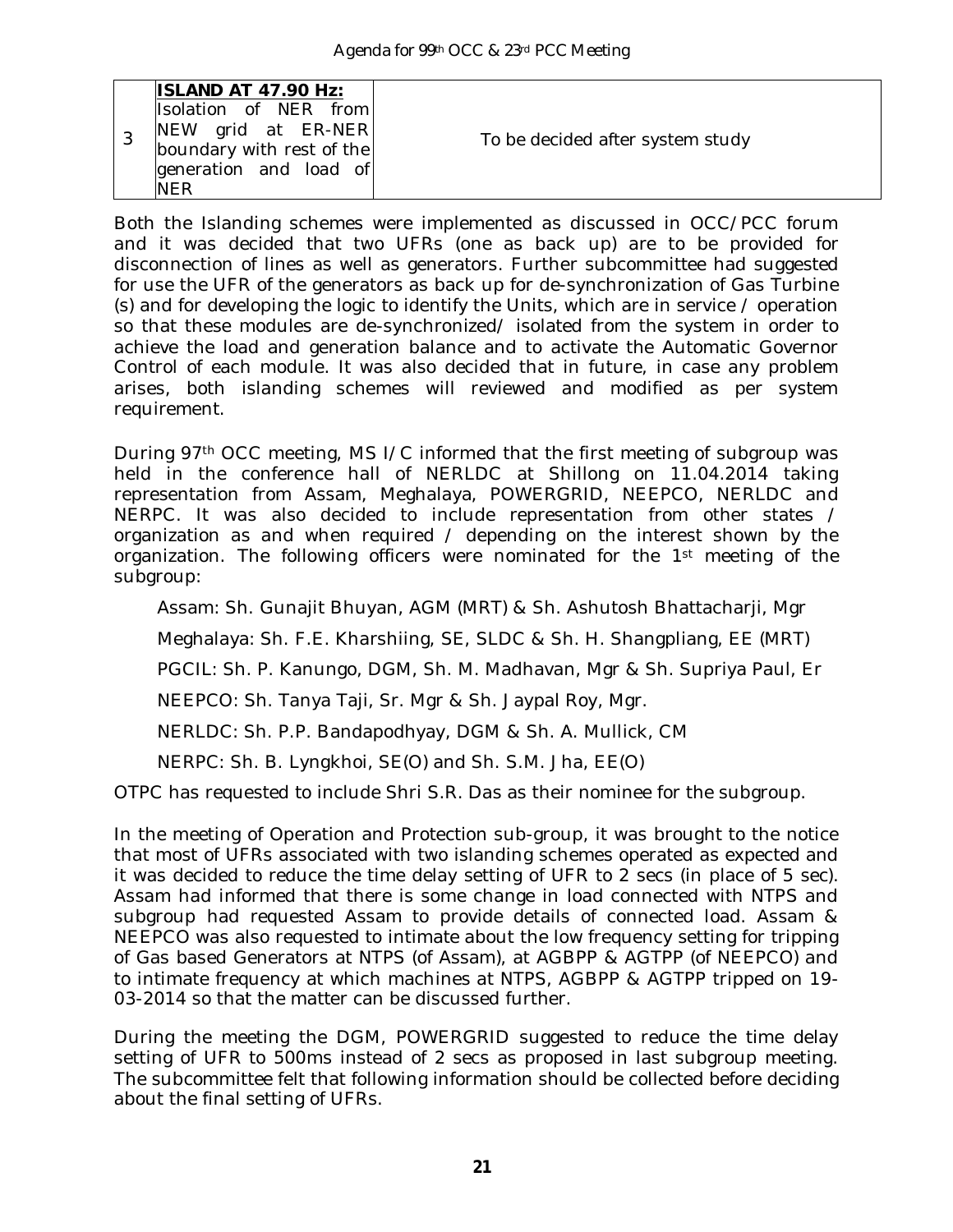| 3 | **ISLAND AT 47.90 Hz:** Isolation of NER from NEW grid at ER-NER boundary with rest of the generation and load of NER | To be decided after system study |
|---|---|---|

Both the Islanding schemes were implemented as discussed in OCC/PCC forum and it was decided that two UFRs (one as back up) are to be provided for disconnection of lines as well as generators. Further subcommittee had suggested for use the UFR of the generators as back up for de-synchronization of Gas Turbine (s) and for developing the logic to identify the Units, which are in service / operation so that these modules are de-synchronized/ isolated from the system in order to achieve the load and generation balance and to activate the Automatic Governor Control of each module. It was also decided that in future, in case any problem arises, both islanding schemes will reviewed and modified as per system requirement.

During 97th OCC meeting, MS I/C informed that the first meeting of subgroup was held in the conference hall of NERLDC at Shillong on 11.04.2014 taking representation from Assam, Meghalaya, POWERGRID, NEEPCO, NERLDC and NERPC. It was also decided to include representation from other states / organization as and when required / depending on the interest shown by the organization. The following officers were nominated for the 1st meeting of the subgroup:

Assam: Sh. Gunajit Bhuyan, AGM (MRT) & Sh. Ashutosh Bhattacharji, Mgr

Meghalaya: Sh. F.E. Kharshiing, SE, SLDC & Sh. H. Shangpliang, EE (MRT)

PGCIL: Sh. P. Kanungo, DGM, Sh. M. Madhavan, Mgr & Sh. Supriya Paul, Er

NEEPCO: Sh. Tanya Taji, Sr. Mgr & Sh. Jaypal Roy, Mgr.

NERLDC: Sh. P.P. Bandapodhyay, DGM & Sh. A. Mullick, CM

NERPC: Sh. B. Lyngkhoi, SE(O) and Sh. S.M. Jha, EE(O)

OTPC has requested to include Shri S.R. Das as their nominee for the subgroup.

In the meeting of Operation and Protection sub-group, it was brought to the notice that most of UFRs associated with two islanding schemes operated as expected and it was decided to reduce the time delay setting of UFR to 2 secs (in place of 5 sec). Assam had informed that there is some change in load connected with NTPS and subgroup had requested Assam to provide details of connected load. Assam & NEEPCO was also requested to intimate about the low frequency setting for tripping of Gas based Generators at NTPS (of Assam), at AGBPP & AGTPP (of NEEPCO) and to intimate frequency at which machines at NTPS, AGBPP & AGTPP tripped on 19-03-2014 so that the matter can be discussed further.

During the meeting the DGM, POWERGRID suggested to reduce the time delay setting of UFR to 500ms instead of 2 secs as proposed in last subgroup meeting. The subcommittee felt that following information should be collected before deciding about the final setting of UFRs.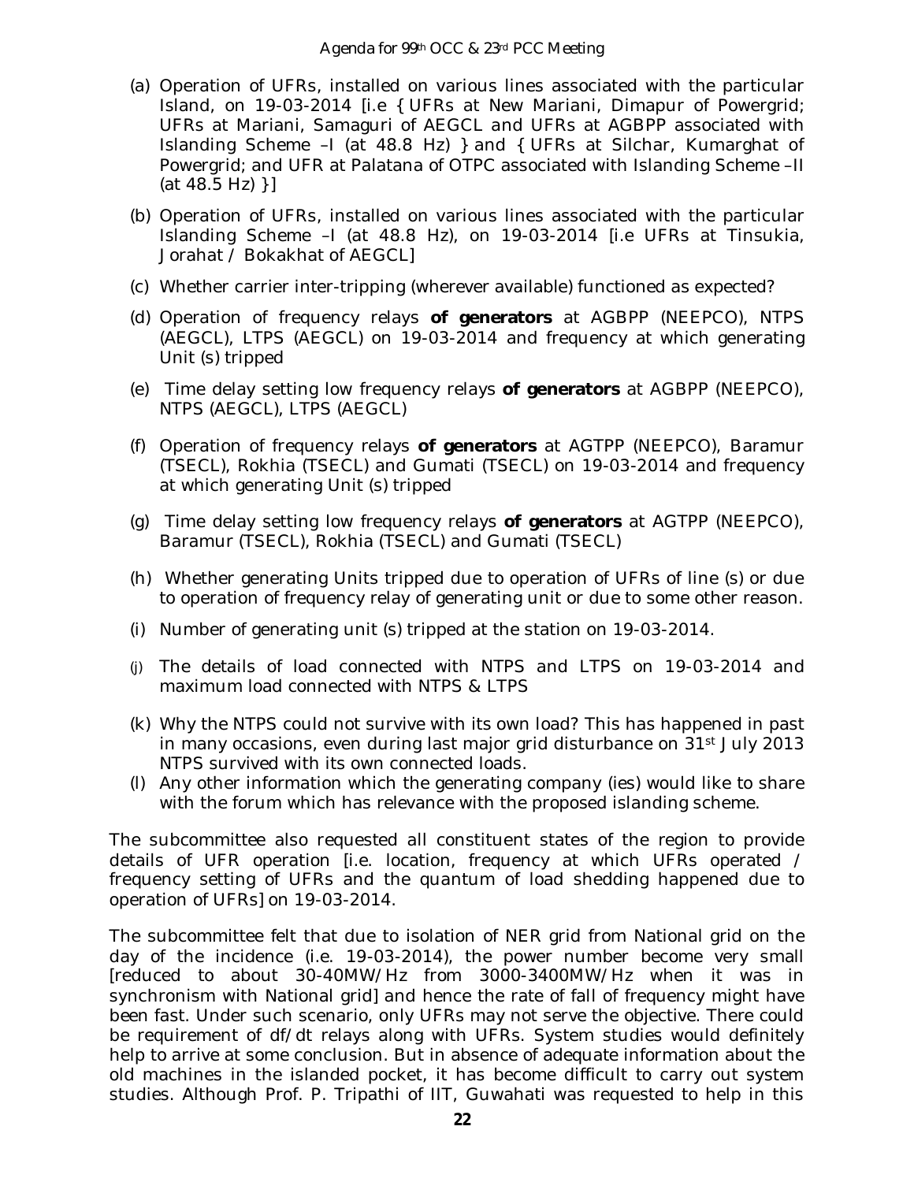(a) Operation of UFRs, installed on various lines associated with the particular Island, on 19-03-2014 [i.e { UFRs at New Mariani, Dimapur of Powergrid; UFRs at Mariani, Samaguri of AEGCL and UFRs at AGBPP associated with Islanding Scheme –I (at 48.8 Hz) } and { UFRs at Silchar, Kumarghat of Powergrid; and UFR at Palatana of OTPC associated with Islanding Scheme –II (at 48.5 Hz) }]

(b) Operation of UFRs, installed on various lines associated with the particular Islanding Scheme –I (at 48.8 Hz), on 19-03-2014 [i.e UFRs at Tinsukia, Jorahat / Bokakhat of AEGCL]

(c) Whether carrier inter-tripping (wherever available) functioned as expected?

(d) Operation of frequency relays **of generators** at AGBPP (NEEPCO), NTPS (AEGCL), LTPS (AEGCL) on 19-03-2014 and frequency at which generating Unit (s) tripped

(e) Time delay setting low frequency relays **of generators** at AGBPP (NEEPCO), NTPS (AEGCL), LTPS (AEGCL)

(f) Operation of frequency relays **of generators** at AGTPP (NEEPCO), Baramur (TSECL), Rokhia (TSECL) and Gumati (TSECL) on 19-03-2014 and frequency at which generating Unit (s) tripped

(g) Time delay setting low frequency relays **of generators** at AGTPP (NEEPCO), Baramur (TSECL), Rokhia (TSECL) and Gumati (TSECL)

(h) Whether generating Units tripped due to operation of UFRs of line (s) or due to operation of frequency relay of generating unit or due to some other reason.

(i) Number of generating unit (s) tripped at the station on 19-03-2014.

(j) The details of load connected with NTPS and LTPS on 19-03-2014 and maximum load connected with NTPS & LTPS

(k) Why the NTPS could not survive with its own load? This has happened in past in many occasions, even during last major grid disturbance on 31st July 2013 NTPS survived with its own connected loads.

(l) Any other information which the generating company (ies) would like to share with the forum which has relevance with the proposed islanding scheme.

The subcommittee also requested all constituent states of the region to provide details of UFR operation [i.e. location, frequency at which UFRs operated / frequency setting of UFRs and the quantum of load shedding happened due to operation of UFRs] on 19-03-2014.

The subcommittee felt that due to isolation of NER grid from National grid on the day of the incidence (i.e. 19-03-2014), the power number become very small [reduced to about 30-40MW/Hz from 3000-3400MW/Hz when it was in synchronism with National grid] and hence the rate of fall of frequency might have been fast. Under such scenario, only UFRs may not serve the objective. There could be requirement of df/dt relays along with UFRs. System studies would definitely help to arrive at some conclusion. But in absence of adequate information about the old machines in the islanded pocket, it has become difficult to carry out system studies. Although Prof. P. Tripathi of IIT, Guwahati was requested to help in this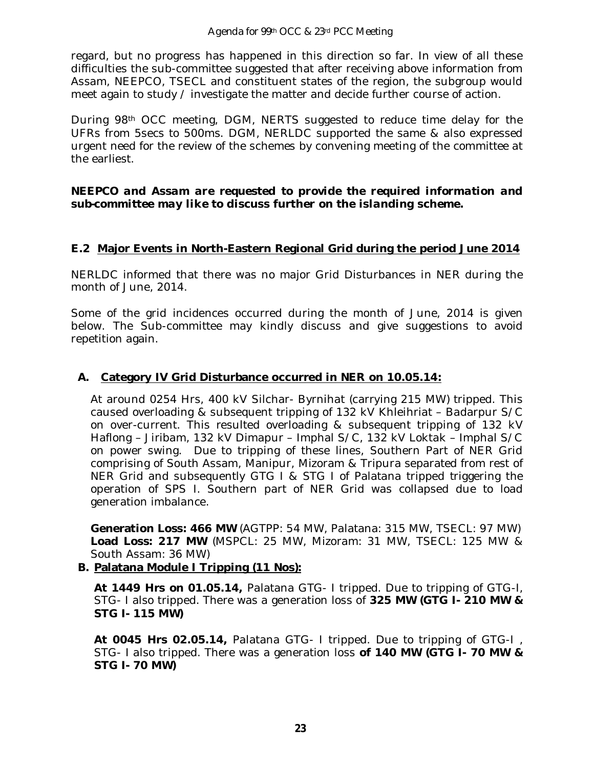regard, but no progress has happened in this direction so far. In view of all these difficulties the sub-committee suggested that after receiving above information from Assam, NEEPCO, TSECL and constituent states of the region, the subgroup would meet again to study / investigate the matter and decide further course of action.

During 98th OCC meeting, DGM, NERTS suggested to reduce time delay for the UFRs from 5secs to 500ms. DGM, NERLDC supported the same & also expressed urgent need for the review of the schemes by convening meeting of the committee at the earliest.

***NEEPCO and Assam are requested to provide the required information and sub-committee may like to discuss further on the islanding scheme.***

### E.2 Major Events in North-Eastern Regional Grid during the period June 2014

NERLDC informed that there was no major Grid Disturbances in NER during the month of June, 2014.

Some of the grid incidences occurred during the month of June, 2014 is given below. The Sub-committee may kindly discuss and give suggestions to avoid repetition again.

**A. Category IV Grid Disturbance occurred in NER on 10.05.14:**

At around 0254 Hrs, 400 kV Silchar- Byrnihat (carrying 215 MW) tripped. This caused overloading & subsequent tripping of 132 kV Khleihriat – Badarpur S/C on over-current. This resulted overloading & subsequent tripping of 132 kV Haflong – Jiribam, 132 kV Dimapur – Imphal S/C, 132 kV Loktak – Imphal S/C on power swing. Due to tripping of these lines, Southern Part of NER Grid comprising of South Assam, Manipur, Mizoram & Tripura separated from rest of NER Grid and subsequently GTG I & STG I of Palatana tripped triggering the operation of SPS I. Southern part of NER Grid was collapsed due to load generation imbalance.

**Generation Loss: 466 MW** (AGTPP: 54 MW, Palatana: 315 MW, TSECL: 97 MW)
**Load Loss: 217 MW** (MSPCL: 25 MW, Mizoram: 31 MW, TSECL: 125 MW & South Assam: 36 MW)

**B. Palatana Module I Tripping (11 Nos):**

**At 1449 Hrs on 01.05.14,** Palatana GTG- I tripped. Due to tripping of GTG-I, STG- I also tripped. There was a generation loss of **325 MW (GTG I- 210 MW & STG I- 115 MW)**

**At 0045 Hrs 02.05.14,** Palatana GTG- I tripped. Due to tripping of GTG-I , STG- I also tripped. There was a generation loss **of 140 MW (GTG I- 70 MW & STG I- 70 MW)**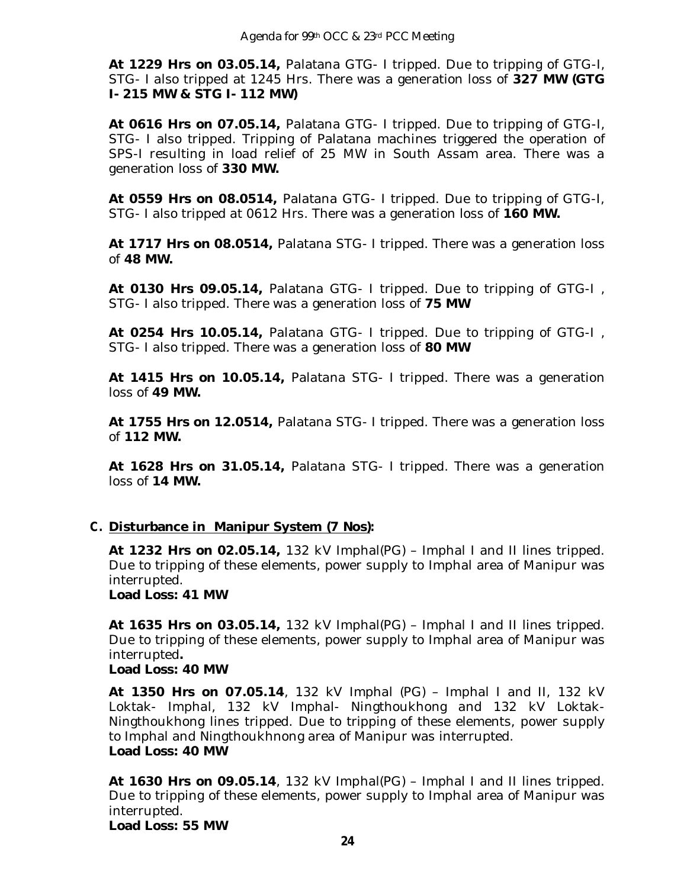**At 1229 Hrs on 03.05.14,** Palatana GTG- I tripped. Due to tripping of GTG-I, STG- I also tripped at 1245 Hrs. There was a generation loss of **327 MW (GTG I- 215 MW & STG I- 112 MW)**

**At 0616 Hrs on 07.05.14,** Palatana GTG- I tripped. Due to tripping of GTG-I, STG- I also tripped. Tripping of Palatana machines triggered the operation of SPS-I resulting in load relief of 25 MW in South Assam area. There was a generation loss of **330 MW.**

**At 0559 Hrs on 08.0514,** Palatana GTG- I tripped. Due to tripping of GTG-I, STG- I also tripped at 0612 Hrs. There was a generation loss of **160 MW.**

**At 1717 Hrs on 08.0514,** Palatana STG- I tripped. There was a generation loss of **48 MW.**

**At 0130 Hrs 09.05.14,** Palatana GTG- I tripped. Due to tripping of GTG-I , STG- I also tripped. There was a generation loss of **75 MW**

**At 0254 Hrs 10.05.14,** Palatana GTG- I tripped. Due to tripping of GTG-I , STG- I also tripped. There was a generation loss of **80 MW**

**At 1415 Hrs on 10.05.14,** Palatana STG- I tripped. There was a generation loss of **49 MW.**

**At 1755 Hrs on 12.0514,** Palatana STG- I tripped. There was a generation loss of **112 MW.**

**At 1628 Hrs on 31.05.14,** Palatana STG- I tripped. There was a generation loss of **14 MW.**

**C. <u>Disturbance in Manipur System (7 Nos)</u>:**

**At 1232 Hrs on 02.05.14,** 132 kV Imphal(PG) – Imphal I and II lines tripped. Due to tripping of these elements, power supply to Imphal area of Manipur was interrupted.
**Load Loss: 41 MW**

**At 1635 Hrs on 03.05.14,** 132 kV Imphal(PG) – Imphal I and II lines tripped. Due to tripping of these elements, power supply to Imphal area of Manipur was interrupted**.**
**Load Loss: 40 MW**

**At 1350 Hrs on 07.05.14**, 132 kV Imphal (PG) – Imphal I and II, 132 kV Loktak- Imphal, 132 kV Imphal- Ningthoukhong and 132 kV Loktak-Ningthoukhong lines tripped. Due to tripping of these elements, power supply to Imphal and Ningthoukhnong area of Manipur was interrupted.
**Load Loss: 40 MW**

**At 1630 Hrs on 09.05.14**, 132 kV Imphal(PG) – Imphal I and II lines tripped. Due to tripping of these elements, power supply to Imphal area of Manipur was interrupted.
**Load Loss: 55 MW**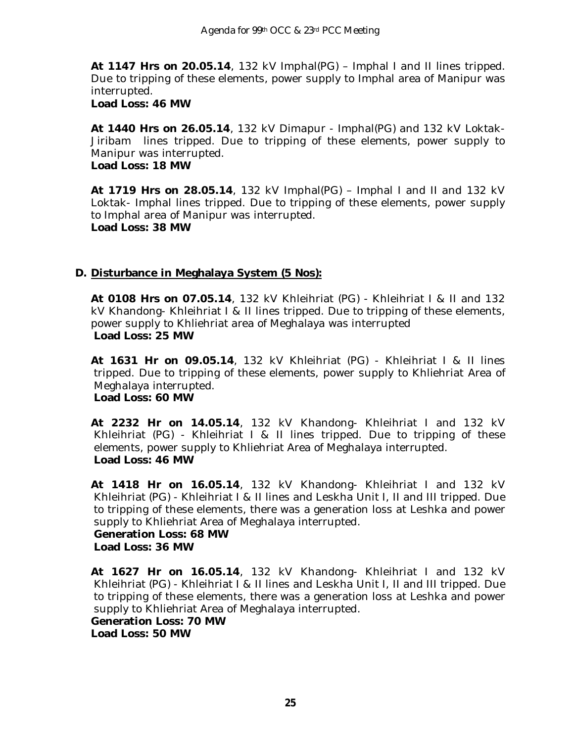**At 1147 Hrs on 20.05.14**, 132 kV Imphal(PG) – Imphal I and II lines tripped. Due to tripping of these elements, power supply to Imphal area of Manipur was interrupted.

**Load Loss: 46 MW**

**At 1440 Hrs on 26.05.14**, 132 kV Dimapur - Imphal(PG) and 132 kV Loktak-Jiribam lines tripped. Due to tripping of these elements, power supply to Manipur was interrupted.

**Load Loss: 18 MW**

**At 1719 Hrs on 28.05.14**, 132 kV Imphal(PG) – Imphal I and II and 132 kV Loktak- Imphal lines tripped. Due to tripping of these elements, power supply to Imphal area of Manipur was interrupted.

**Load Loss: 38 MW**

### D. Disturbance in Meghalaya System (5 Nos):

**At 0108 Hrs on 07.05.14**, 132 kV Khleihriat (PG) - Khleihriat I & II and 132 kV Khandong- Khleihriat I & II lines tripped. Due to tripping of these elements, power supply to Khliehriat area of Meghalaya was interrupted

**Load Loss: 25 MW**

**At 1631 Hr on 09.05.14**, 132 kV Khleihriat (PG) - Khleihriat I & II lines tripped. Due to tripping of these elements, power supply to Khliehriat Area of Meghalaya interrupted.

**Load Loss: 60 MW**

**At 2232 Hr on 14.05.14**, 132 kV Khandong- Khleihriat I and 132 kV Khleihriat (PG) - Khleihriat I & II lines tripped. Due to tripping of these elements, power supply to Khliehriat Area of Meghalaya interrupted.

**Load Loss: 46 MW**

**At 1418 Hr on 16.05.14**, 132 kV Khandong- Khleihriat I and 132 kV Khleihriat (PG) - Khleihriat I & II lines and Leskha Unit I, II and III tripped. Due to tripping of these elements, there was a generation loss at Leshka and power supply to Khliehriat Area of Meghalaya interrupted.

**Generation Loss: 68 MW**

**Load Loss: 36 MW**

**At 1627 Hr on 16.05.14**, 132 kV Khandong- Khleihriat I and 132 kV Khleihriat (PG) - Khleihriat I & II lines and Leskha Unit I, II and III tripped. Due to tripping of these elements, there was a generation loss at Leshka and power supply to Khliehriat Area of Meghalaya interrupted.

**Generation Loss: 70 MW**

**Load Loss: 50 MW**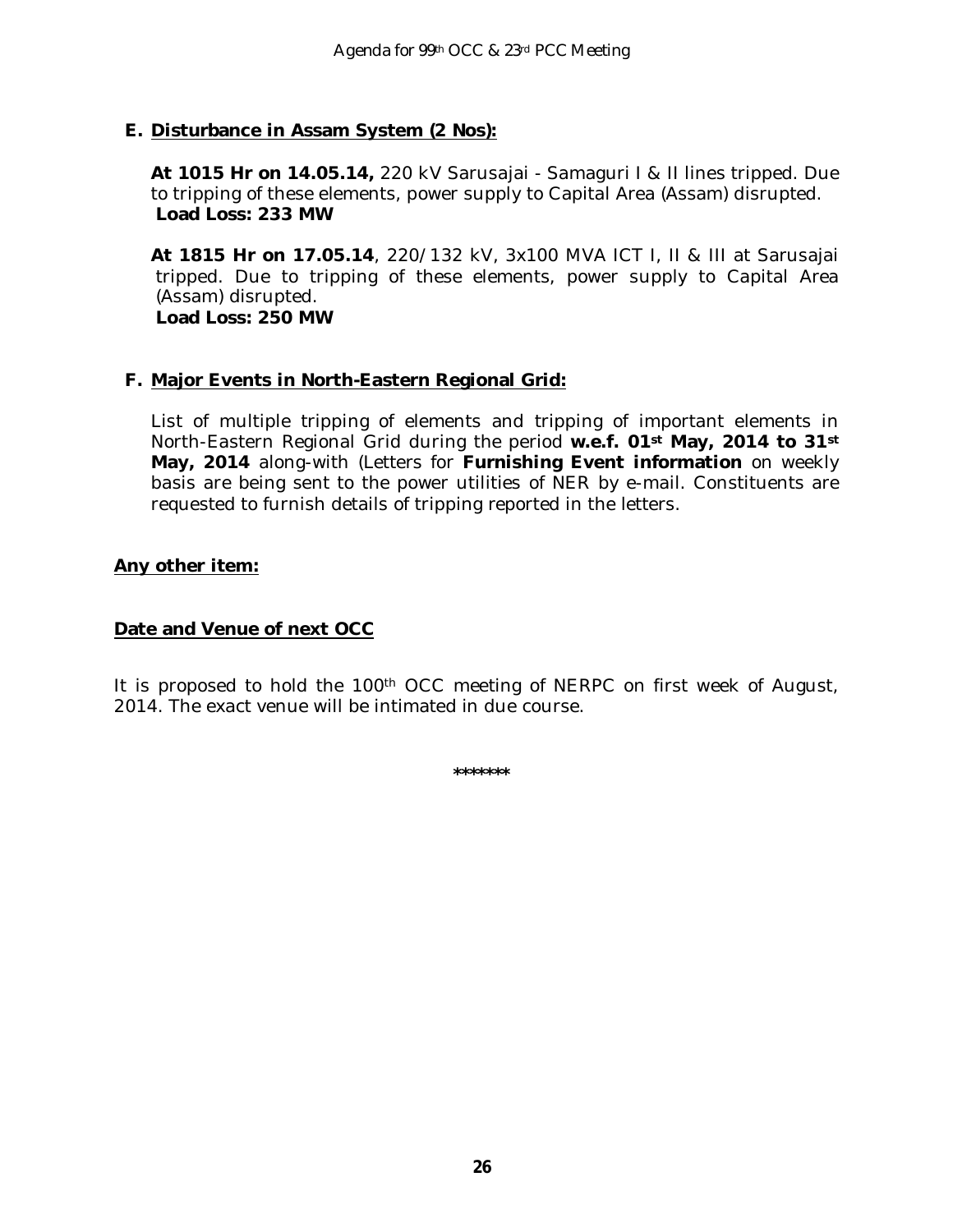**E. Disturbance in Assam System (2 Nos):**

**At 1015 Hr on 14.05.14,** 220 kV Sarusajai - Samaguri I & II lines tripped. Due to tripping of these elements, power supply to Capital Area (Assam) disrupted.
**Load Loss: 233 MW**

**At 1815 Hr on 17.05.14**, 220/132 kV, 3x100 MVA ICT I, II & III at Sarusajai tripped. Due to tripping of these elements, power supply to Capital Area (Assam) disrupted.
**Load Loss: 250 MW**

**F. Major Events in North-Eastern Regional Grid:**

List of multiple tripping of elements and tripping of important elements in North-Eastern Regional Grid during the period **w.e.f. 01st May, 2014 to 31st May, 2014** along-with (Letters for **Furnishing Event information** on weekly basis are being sent to the power utilities of NER by e-mail. Constituents are requested to furnish details of tripping reported in the letters.

**Any other item:**

**Date and Venue of next OCC**

It is proposed to hold the 100th OCC meeting of NERPC on first week of August, 2014. The exact venue will be intimated in due course.

*******